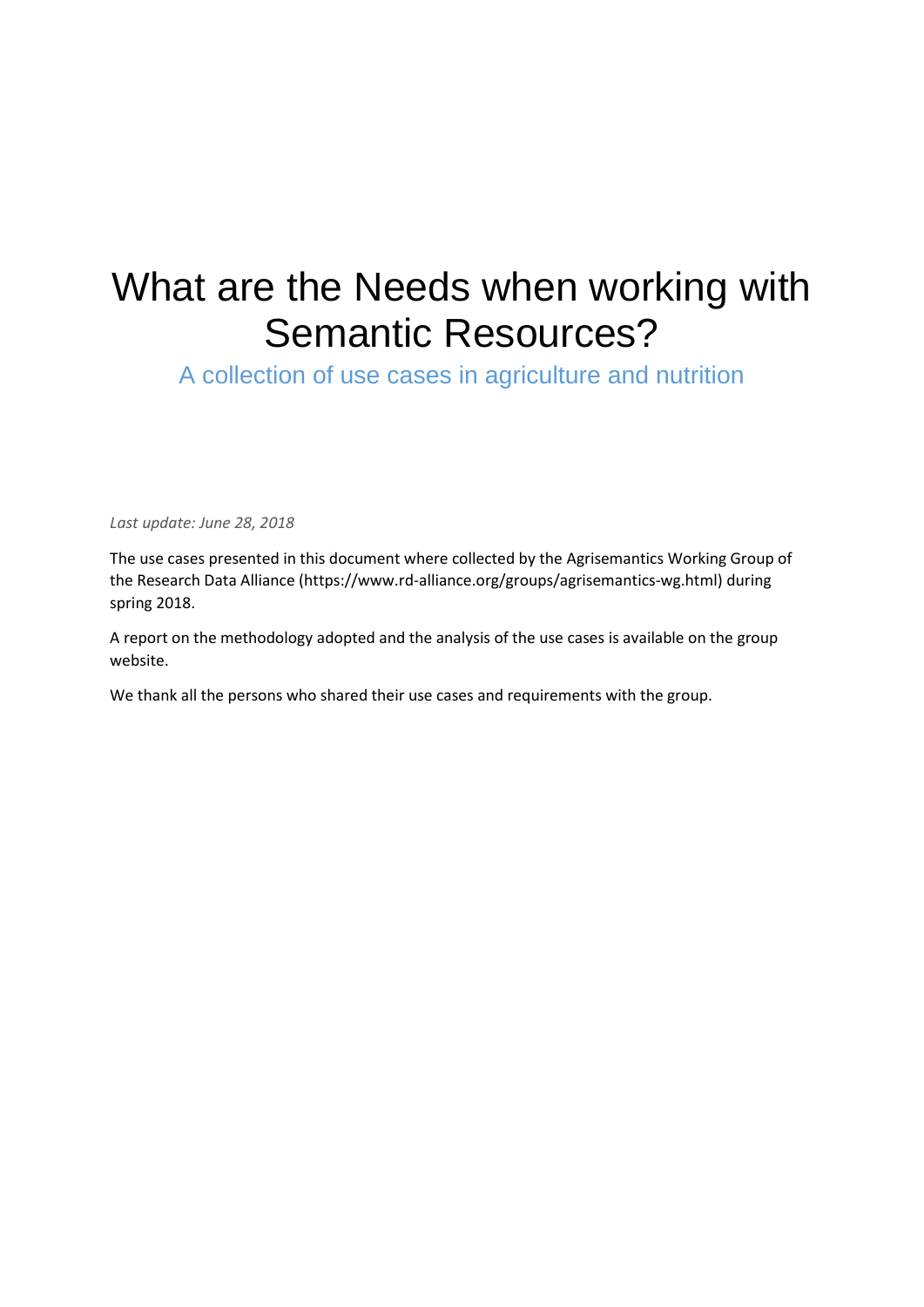# What are the Needs when working with Semantic Resources?

## A collection of use cases in agriculture and nutrition

*Last update: June 28, 2018*

The use cases presented in this document where collected by the Agrisemantics Working Group of the Research Data Alliance (https://www.rd-alliance.org/groups/agrisemantics-wg.html) during spring 2018.

A report on the methodology adopted and the analysis of the use cases is available on the group website.

We thank all the persons who shared their use cases and requirements with the group.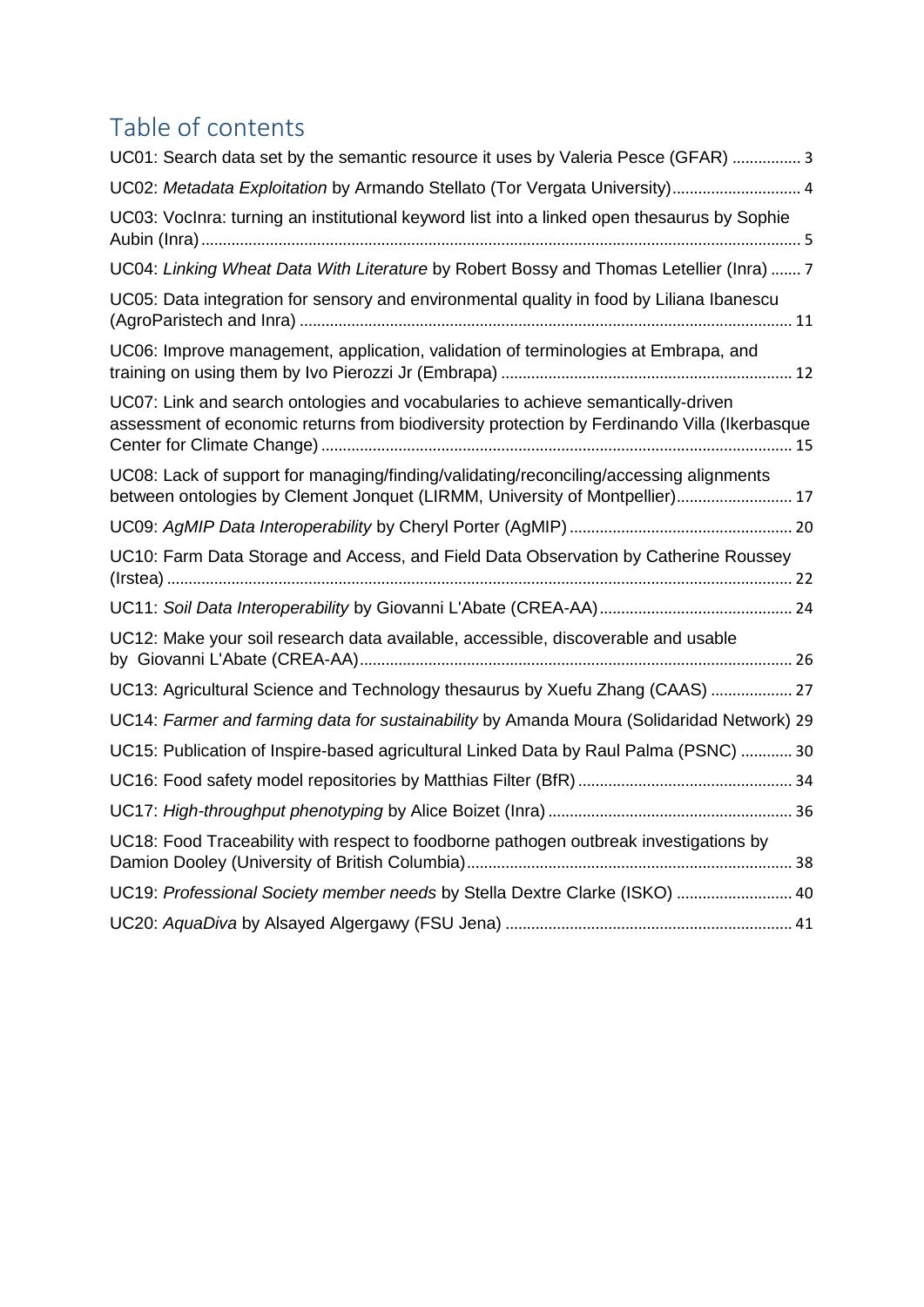# Table of contents

UC01: Search data set by the semantic resource it uses by Valeria Pesce (GFAR) ................ 3

UC02: *Metadata Exploitation* by Armando Stellato (Tor Vergata University)............................ 4

UC03: VocInra: turning an institutional keyword list into a linked open thesaurus by Sophie Aubin (Inra)........................................................................................................................ 5

UC04: *Linking Wheat Data With Literature* by Robert Bossy and Thomas Letellier (Inra) ....... 7

UC05: Data integration for sensory and environmental quality in food by Liliana Ibanescu (AgroParistech and Inra) ................................................................................................. 11

UC06: Improve management, application, validation of terminologies at Embrapa, and training on using them by Ivo Pierozzi Jr (Embrapa) .................................................................. 12

UC07: Link and search ontologies and vocabularies to achieve semantically-driven assessment of economic returns from biodiversity protection by Ferdinando Villa (Ikerbasque Center for Climate Change)........................................................................................... 15

UC08: Lack of support for managing/finding/validating/reconciling/accessing alignments between ontologies by Clement Jonquet (LIRMM, University of Montpellier).......................... 17

UC09: *AgMIP Data Interoperability* by Cheryl Porter (AgMIP) .................................................. 20

UC10: Farm Data Storage and Access, and Field Data Observation by Catherine Roussey (Irstea) ................................................................................................................................ 22

UC11: *Soil Data Interoperability* by Giovanni L'Abate (CREA-AA)............................................ 24

UC12: Make your soil research data available, accessible, discoverable and usable by Giovanni L'Abate (CREA-AA)................................................................................................... 26

UC13: Agricultural Science and Technology thesaurus by Xuefu Zhang (CAAS) .................. 27

UC14: *Farmer and farming data for sustainability* by Amanda Moura (Solidaridad Network) 29

UC15: Publication of Inspire-based agricultural Linked Data by Raul Palma (PSNC) ............ 30

UC16: Food safety model repositories by Matthias Filter (BfR)................................................. 34

UC17: *High-throughput phenotyping* by Alice Boizet (Inra)........................................................ 36

UC18: Food Traceability with respect to foodborne pathogen outbreak investigations by Damion Dooley (University of British Columbia)........................................................................... 38

UC19: *Professional Society member needs* by Stella Dextre Clarke (ISKO) .......................... 40

UC20: *AquaDiva* by Alsayed Algergawy (FSU Jena) .................................................................. 41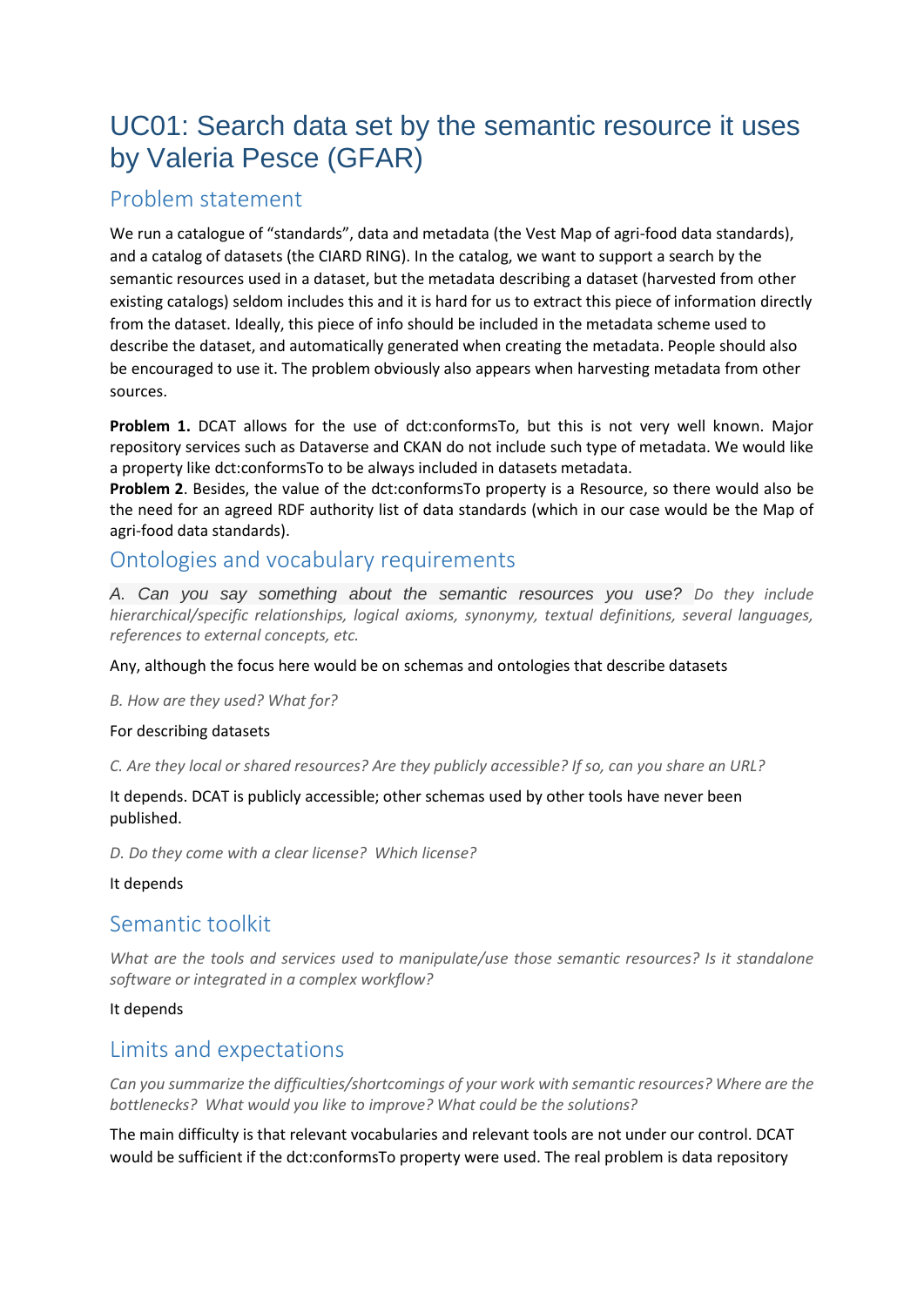# UC01: Search data set by the semantic resource it uses by Valeria Pesce (GFAR)

## Problem statement

We run a catalogue of "standards", data and metadata (the Vest Map of agri-food data standards), and a catalog of datasets (the CIARD RING). In the catalog, we want to support a search by the semantic resources used in a dataset, but the metadata describing a dataset (harvested from other existing catalogs) seldom includes this and it is hard for us to extract this piece of information directly from the dataset. Ideally, this piece of info should be included in the metadata scheme used to describe the dataset, and automatically generated when creating the metadata. People should also be encouraged to use it. The problem obviously also appears when harvesting metadata from other sources.

**Problem 1.** DCAT allows for the use of dct:conformsTo, but this is not very well known. Major repository services such as Dataverse and CKAN do not include such type of metadata. We would like a property like dct:conformsTo to be always included in datasets metadata.
**Problem 2**. Besides, the value of the dct:conformsTo property is a Resource, so there would also be the need for an agreed RDF authority list of data standards (which in our case would be the Map of agri-food data standards).

## Ontologies and vocabulary requirements

*A. Can you say something about the semantic resources you use? Do they include hierarchical/specific relationships, logical axioms, synonymy, textual definitions, several languages, references to external concepts, etc.*

Any, although the focus here would be on schemas and ontologies that describe datasets

*B. How are they used? What for?*

For describing datasets

*C. Are they local or shared resources? Are they publicly accessible? If so, can you share an URL?*

It depends. DCAT is publicly accessible; other schemas used by other tools have never been published.

*D. Do they come with a clear license? Which license?*

It depends

## Semantic toolkit

*What are the tools and services used to manipulate/use those semantic resources? Is it standalone software or integrated in a complex workflow?*

It depends

## Limits and expectations

*Can you summarize the difficulties/shortcomings of your work with semantic resources? Where are the bottlenecks? What would you like to improve? What could be the solutions?*

The main difficulty is that relevant vocabularies and relevant tools are not under our control. DCAT would be sufficient if the dct:conformsTo property were used. The real problem is data repository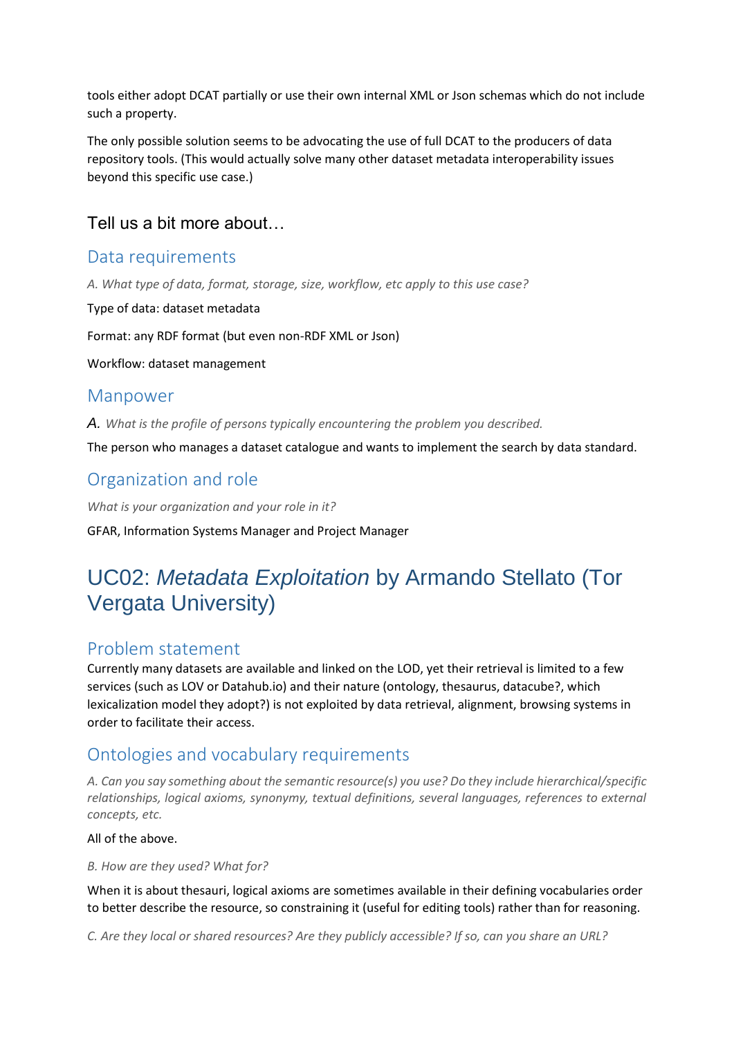tools either adopt DCAT partially or use their own internal XML or Json schemas which do not include such a property.

The only possible solution seems to be advocating the use of full DCAT to the producers of data repository tools. (This would actually solve many other dataset metadata interoperability issues beyond this specific use case.)

### Tell us a bit more about…

#### Data requirements

*A. What type of data, format, storage, size, workflow, etc apply to this use case?*

Type of data: dataset metadata

Format: any RDF format (but even non-RDF XML or Json)

Workflow: dataset management

#### Manpower

*A. What is the profile of persons typically encountering the problem you described.*

The person who manages a dataset catalogue and wants to implement the search by data standard.

#### Organization and role

*What is your organization and your role in it?*

GFAR, Information Systems Manager and Project Manager

## UC02: *Metadata Exploitation* by Armando Stellato (Tor Vergata University)

#### Problem statement

Currently many datasets are available and linked on the LOD, yet their retrieval is limited to a few services (such as LOV or Datahub.io) and their nature (ontology, thesaurus, datacube?, which lexicalization model they adopt?) is not exploited by data retrieval, alignment, browsing systems in order to facilitate their access.

#### Ontologies and vocabulary requirements

*A. Can you say something about the semantic resource(s) you use? Do they include hierarchical/specific relationships, logical axioms, synonymy, textual definitions, several languages, references to external concepts, etc.*

All of the above.

*B. How are they used? What for?*

When it is about thesauri, logical axioms are sometimes available in their defining vocabularies order to better describe the resource, so constraining it (useful for editing tools) rather than for reasoning.

*C. Are they local or shared resources? Are they publicly accessible? If so, can you share an URL?*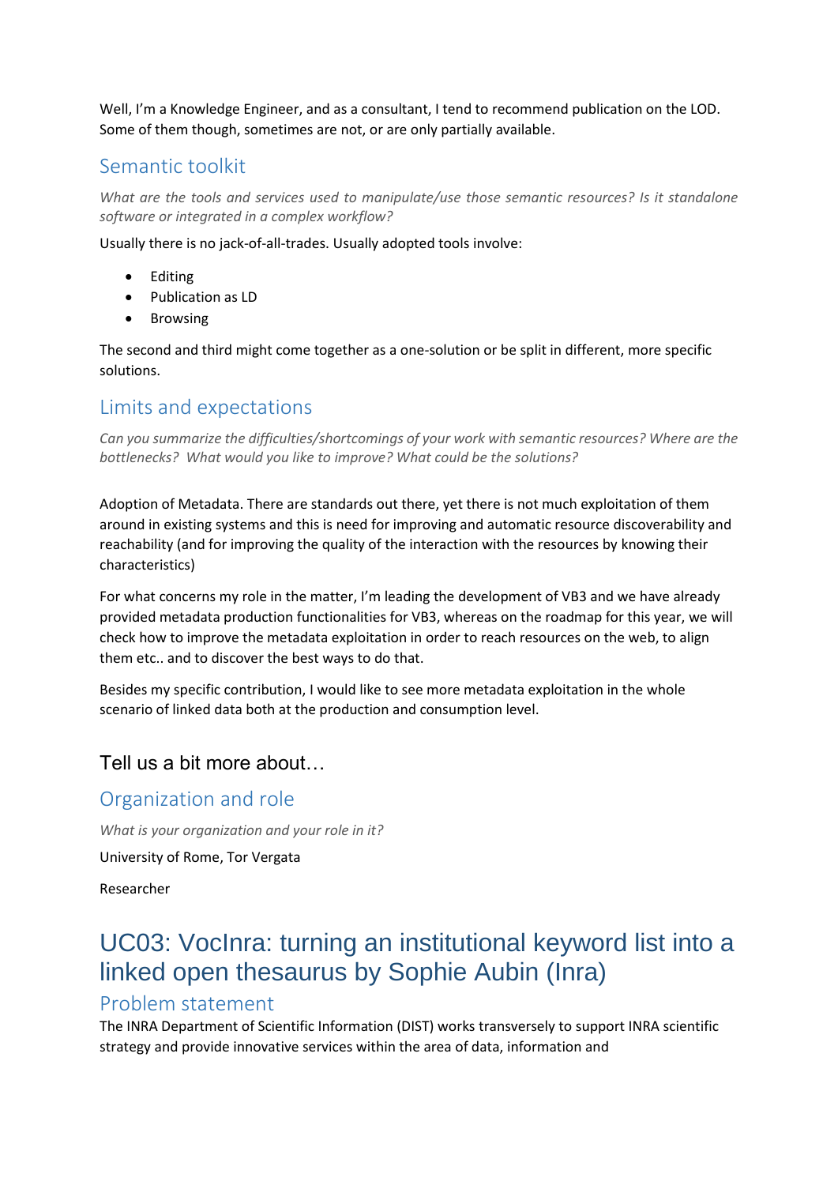Well, I'm a Knowledge Engineer, and as a consultant, I tend to recommend publication on the LOD. Some of them though, sometimes are not, or are only partially available.

### Semantic toolkit

*What are the tools and services used to manipulate/use those semantic resources? Is it standalone software or integrated in a complex workflow?*

Usually there is no jack-of-all-trades. Usually adopted tools involve:

- Editing
- Publication as LD
- Browsing

The second and third might come together as a one-solution or be split in different, more specific solutions.

### Limits and expectations

*Can you summarize the difficulties/shortcomings of your work with semantic resources? Where are the bottlenecks? What would you like to improve? What could be the solutions?*

Adoption of Metadata. There are standards out there, yet there is not much exploitation of them around in existing systems and this is need for improving and automatic resource discoverability and reachability (and for improving the quality of the interaction with the resources by knowing their characteristics)

For what concerns my role in the matter, I'm leading the development of VB3 and we have already provided metadata production functionalities for VB3, whereas on the roadmap for this year, we will check how to improve the metadata exploitation in order to reach resources on the web, to align them etc.. and to discover the best ways to do that.

Besides my specific contribution, I would like to see more metadata exploitation in the whole scenario of linked data both at the production and consumption level.

## Tell us a bit more about…

### Organization and role

*What is your organization and your role in it?*

University of Rome, Tor Vergata

Researcher

# UC03: VocInra: turning an institutional keyword list into a linked open thesaurus by Sophie Aubin (Inra)

### Problem statement

The INRA Department of Scientific Information (DIST) works transversely to support INRA scientific strategy and provide innovative services within the area of data, information and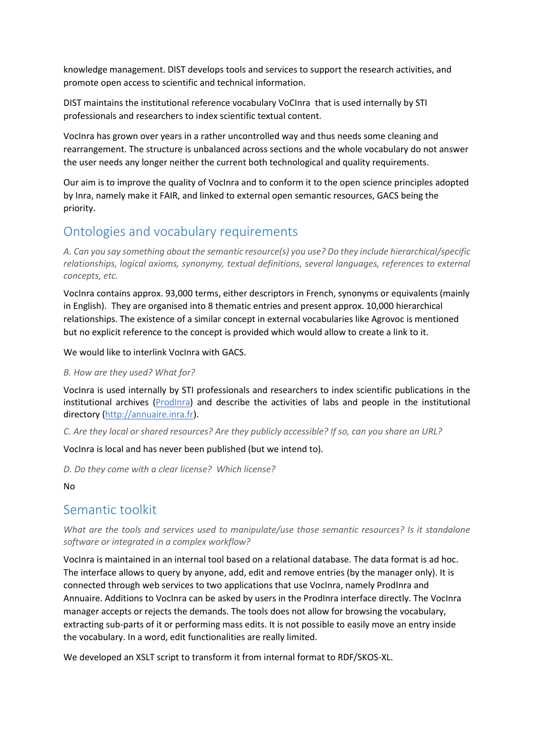knowledge management. DIST develops tools and services to support the research activities, and promote open access to scientific and technical information.

DIST maintains the institutional reference vocabulary VoCInra that is used internally by STI professionals and researchers to index scientific textual content.

VocInra has grown over years in a rather uncontrolled way and thus needs some cleaning and rearrangement. The structure is unbalanced across sections and the whole vocabulary do not answer the user needs any longer neither the current both technological and quality requirements.

Our aim is to improve the quality of VocInra and to conform it to the open science principles adopted by Inra, namely make it FAIR, and linked to external open semantic resources, GACS being the priority.

## Ontologies and vocabulary requirements

*A. Can you say something about the semantic resource(s) you use? Do they include hierarchical/specific relationships, logical axioms, synonymy, textual definitions, several languages, references to external concepts, etc.*

VocInra contains approx. 93,000 terms, either descriptors in French, synonyms or equivalents (mainly in English). They are organised into 8 thematic entries and present approx. 10,000 hierarchical relationships. The existence of a similar concept in external vocabularies like Agrovoc is mentioned but no explicit reference to the concept is provided which would allow to create a link to it.

We would like to interlink VocInra with GACS.

*B. How are they used? What for?*

VocInra is used internally by STI professionals and researchers to index scientific publications in the institutional archives ([ProdInra]) and describe the activities of labs and people in the institutional directory (http://annuaire.inra.fr).

*C. Are they local or shared resources? Are they publicly accessible? If so, can you share an URL?*

VocInra is local and has never been published (but we intend to).

*D. Do they come with a clear license? Which license?*

No

## Semantic toolkit

*What are the tools and services used to manipulate/use those semantic resources? Is it standalone software or integrated in a complex workflow?*

VocInra is maintained in an internal tool based on a relational database. The data format is ad hoc. The interface allows to query by anyone, add, edit and remove entries (by the manager only). It is connected through web services to two applications that use VocInra, namely ProdInra and Annuaire. Additions to VocInra can be asked by users in the ProdInra interface directly. The VocInra manager accepts or rejects the demands. The tools does not allow for browsing the vocabulary, extracting sub-parts of it or performing mass edits. It is not possible to easily move an entry inside the vocabulary. In a word, edit functionalities are really limited.

We developed an XSLT script to transform it from internal format to RDF/SKOS-XL.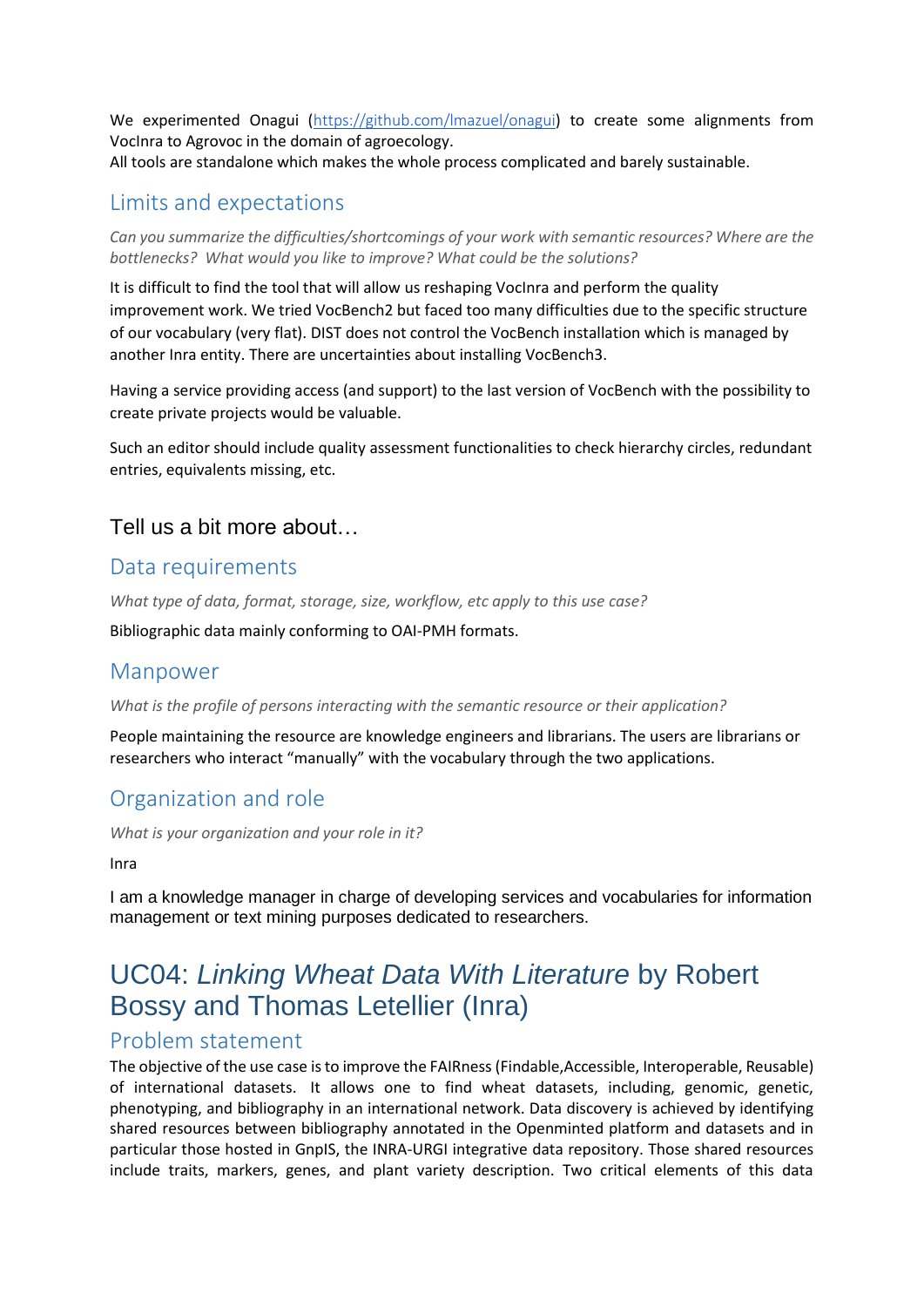We experimented Onagui (https://github.com/lmazuel/onagui) to create some alignments from VocInra to Agrovoc in the domain of agroecology.
All tools are standalone which makes the whole process complicated and barely sustainable.

## Limits and expectations

*Can you summarize the difficulties/shortcomings of your work with semantic resources? Where are the bottlenecks? What would you like to improve? What could be the solutions?*

It is difficult to find the tool that will allow us reshaping VocInra and perform the quality improvement work. We tried VocBench2 but faced too many difficulties due to the specific structure of our vocabulary (very flat). DIST does not control the VocBench installation which is managed by another Inra entity. There are uncertainties about installing VocBench3.

Having a service providing access (and support) to the last version of VocBench with the possibility to create private projects would be valuable.

Such an editor should include quality assessment functionalities to check hierarchy circles, redundant entries, equivalents missing, etc.

### Tell us a bit more about…

## Data requirements

*What type of data, format, storage, size, workflow, etc apply to this use case?*

Bibliographic data mainly conforming to OAI-PMH formats.

## Manpower

*What is the profile of persons interacting with the semantic resource or their application?*

People maintaining the resource are knowledge engineers and librarians. The users are librarians or researchers who interact "manually" with the vocabulary through the two applications.

## Organization and role

*What is your organization and your role in it?*

Inra

I am a knowledge manager in charge of developing services and vocabularies for information management or text mining purposes dedicated to researchers.

# UC04: *Linking Wheat Data With Literature* by Robert Bossy and Thomas Letellier (Inra)

## Problem statement

The objective of the use case is to improve the FAIRness (Findable,Accessible, Interoperable, Reusable) of international datasets. It allows one to find wheat datasets, including, genomic, genetic, phenotyping, and bibliography in an international network. Data discovery is achieved by identifying shared resources between bibliography annotated in the Openminted platform and datasets and in particular those hosted in GnpIS, the INRA-URGI integrative data repository. Those shared resources include traits, markers, genes, and plant variety description. Two critical elements of this data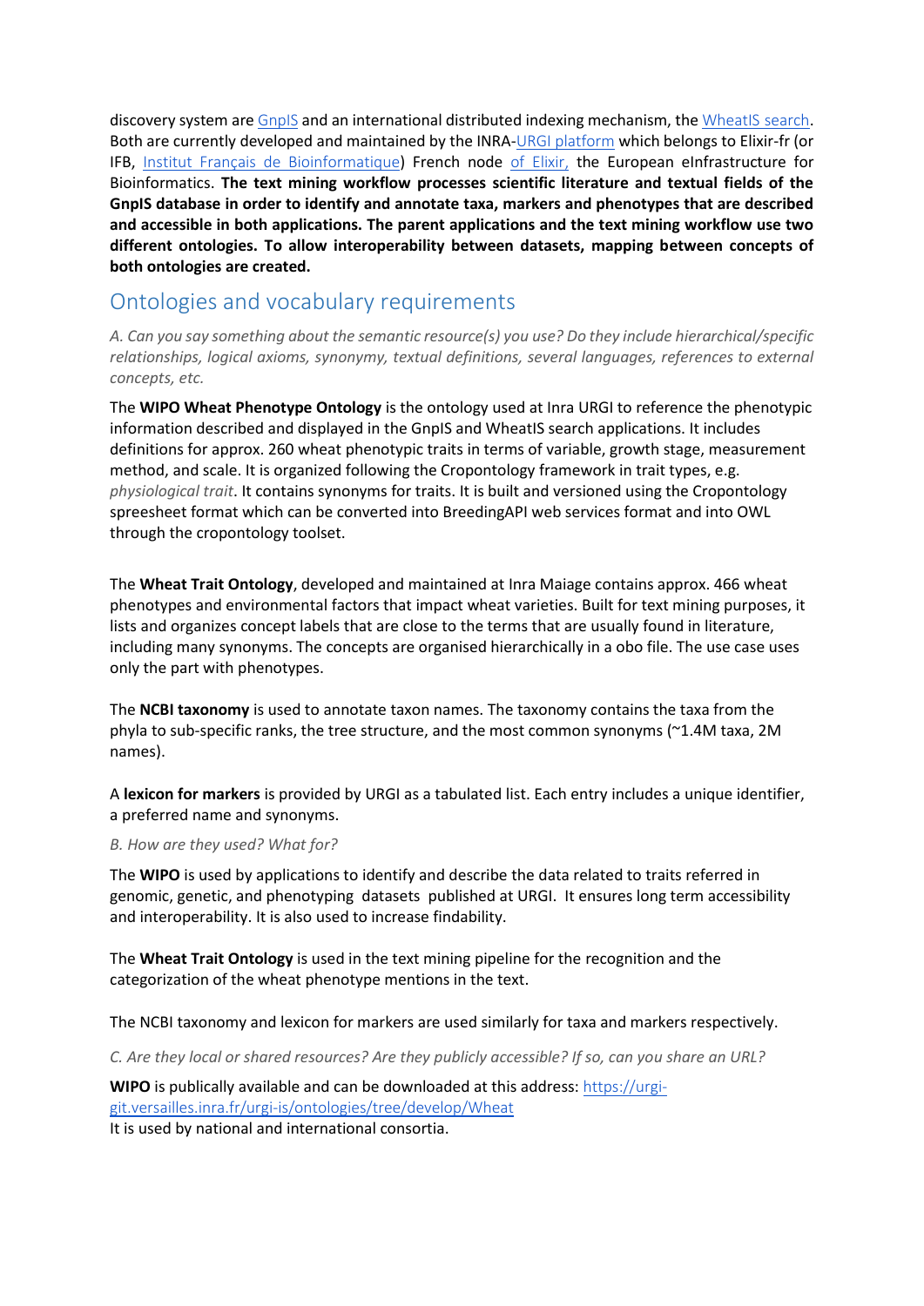discovery system are GnpIS and an international distributed indexing mechanism, the WheatIS search. Both are currently developed and maintained by the INRA-URGI platform which belongs to Elixir-fr (or IFB, Institut Français de Bioinformatique) French node of Elixir, the European eInfrastructure for Bioinformatics. **The text mining workflow processes scientific literature and textual fields of the GnpIS database in order to identify and annotate taxa, markers and phenotypes that are described and accessible in both applications. The parent applications and the text mining workflow use two different ontologies. To allow interoperability between datasets, mapping between concepts of both ontologies are created.**

## Ontologies and vocabulary requirements

*A. Can you say something about the semantic resource(s) you use? Do they include hierarchical/specific relationships, logical axioms, synonymy, textual definitions, several languages, references to external concepts, etc.*

The **WIPO Wheat Phenotype Ontology** is the ontology used at Inra URGI to reference the phenotypic information described and displayed in the GnpIS and WheatIS search applications. It includes definitions for approx. 260 wheat phenotypic traits in terms of variable, growth stage, measurement method, and scale. It is organized following the Cropontology framework in trait types, e.g. *physiological trait*. It contains synonyms for traits. It is built and versioned using the Cropontology spreesheet format which can be converted into BreedingAPI web services format and into OWL through the cropontology toolset.

The **Wheat Trait Ontology**, developed and maintained at Inra Maiage contains approx. 466 wheat phenotypes and environmental factors that impact wheat varieties. Built for text mining purposes, it lists and organizes concept labels that are close to the terms that are usually found in literature, including many synonyms. The concepts are organised hierarchically in a obo file. The use case uses only the part with phenotypes.

The **NCBI taxonomy** is used to annotate taxon names. The taxonomy contains the taxa from the phyla to sub-specific ranks, the tree structure, and the most common synonyms (~1.4M taxa, 2M names).

A **lexicon for markers** is provided by URGI as a tabulated list. Each entry includes a unique identifier, a preferred name and synonyms.

*B. How are they used? What for?*

The **WIPO** is used by applications to identify and describe the data related to traits referred in genomic, genetic, and phenotyping datasets published at URGI. It ensures long term accessibility and interoperability. It is also used to increase findability.

The **Wheat Trait Ontology** is used in the text mining pipeline for the recognition and the categorization of the wheat phenotype mentions in the text.

The NCBI taxonomy and lexicon for markers are used similarly for taxa and markers respectively.

*C. Are they local or shared resources? Are they publicly accessible? If so, can you share an URL?*

**WIPO** is publically available and can be downloaded at this address: https://urgi-git.versailles.inra.fr/urgi-is/ontologies/tree/develop/Wheat
It is used by national and international consortia.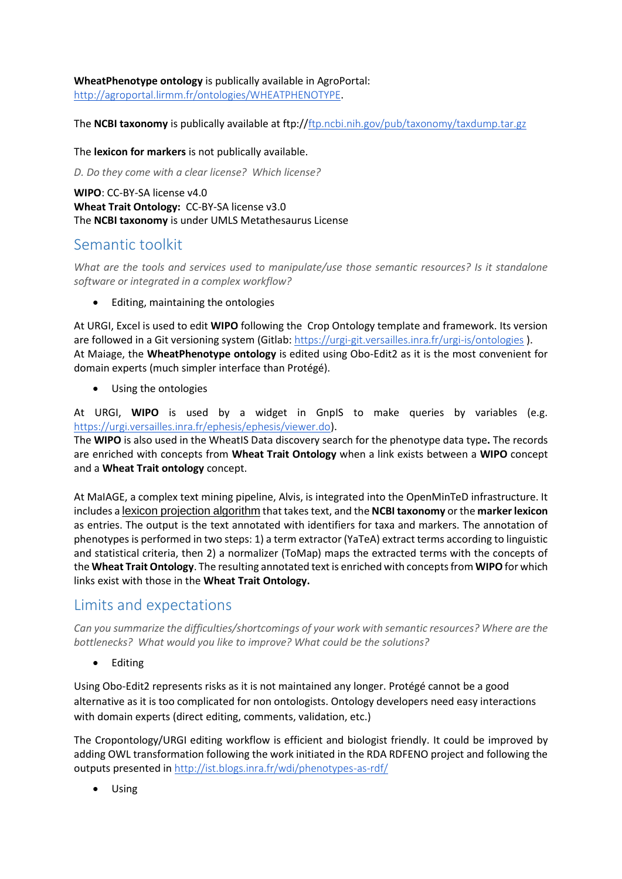**WheatPhenotype ontology** is publically available in AgroPortal: [http://agroportal.lirmm.fr/ontologies/WHEATPHENOTYPE](http://agroportal.lirmm.fr/ontologies/WHEATPHENOTYPE).

The **NCBI taxonomy** is publically available at ftp://[ftp.ncbi.nih.gov/pub/taxonomy/taxdump.tar.gz](ftp://ftp.ncbi.nih.gov/pub/taxonomy/taxdump.tar.gz)

The **lexicon for markers** is not publically available.

*D. Do they come with a clear license? Which license?*

**WIPO**: CC-BY-SA license v4.0
**Wheat Trait Ontology:** CC-BY-SA license v3.0
The **NCBI taxonomy** is under UMLS Metathesaurus License

## Semantic toolkit

*What are the tools and services used to manipulate/use those semantic resources? Is it standalone software or integrated in a complex workflow?*

- Editing, maintaining the ontologies

At URGI, Excel is used to edit **WIPO** following the Crop Ontology template and framework. Its version are followed in a Git versioning system (Gitlab: [https://urgi-git.versailles.inra.fr/urgi-is/ontologies](https://urgi-git.versailles.inra.fr/urgi-is/ontologies) ).
At Maiage, the **WheatPhenotype ontology** is edited using Obo-Edit2 as it is the most convenient for domain experts (much simpler interface than Protégé).

- Using the ontologies

At URGI, **WIPO** is used by a widget in GnpIS to make queries by variables (e.g. [https://urgi.versailles.inra.fr/ephesis/ephesis/viewer.do](https://urgi.versailles.inra.fr/ephesis/ephesis/viewer.do)).
The **WIPO** is also used in the WheatIS Data discovery search for the phenotype data type**.** The records are enriched with concepts from **Wheat Trait Ontology** when a link exists between a **WIPO** concept and a **Wheat Trait ontology** concept.

At MaIAGE, a complex text mining pipeline, Alvis, is integrated into the OpenMinTeD infrastructure. It includes a lexicon projection algorithm that takes text, and the **NCBI taxonomy** or the **marker lexicon** as entries. The output is the text annotated with identifiers for taxa and markers. The annotation of phenotypes is performed in two steps: 1) a term extractor (YaTeA) extract terms according to linguistic and statistical criteria, then 2) a normalizer (ToMap) maps the extracted terms with the concepts of the **Wheat Trait Ontology**. The resulting annotated text is enriched with concepts from **WIPO** for which links exist with those in the **Wheat Trait Ontology.**

## Limits and expectations

*Can you summarize the difficulties/shortcomings of your work with semantic resources? Where are the bottlenecks? What would you like to improve? What could be the solutions?*

- Editing

Using Obo-Edit2 represents risks as it is not maintained any longer. Protégé cannot be a good alternative as it is too complicated for non ontologists. Ontology developers need easy interactions with domain experts (direct editing, comments, validation, etc.)

The Cropontology/URGI editing workflow is efficient and biologist friendly. It could be improved by adding OWL transformation following the work initiated in the RDA RDFENO project and following the outputs presented in [http://ist.blogs.inra.fr/wdi/phenotypes-as-rdf/](http://ist.blogs.inra.fr/wdi/phenotypes-as-rdf/)

- Using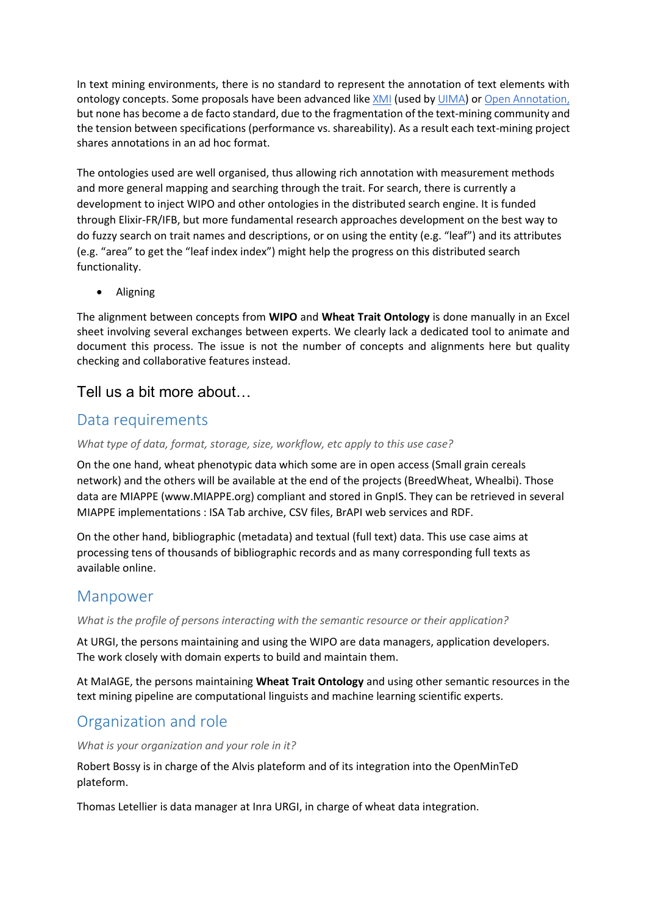In text mining environments, there is no standard to represent the annotation of text elements with ontology concepts. Some proposals have been advanced like XMI (used by UIMA) or Open Annotation, but none has become a de facto standard, due to the fragmentation of the text-mining community and the tension between specifications (performance vs. shareability). As a result each text-mining project shares annotations in an ad hoc format.

The ontologies used are well organised, thus allowing rich annotation with measurement methods and more general mapping and searching through the trait. For search, there is currently a development to inject WIPO and other ontologies in the distributed search engine. It is funded through Elixir-FR/IFB, but more fundamental research approaches development on the best way to do fuzzy search on trait names and descriptions, or on using the entity (e.g. “leaf”) and its attributes (e.g. “area” to get the “leaf index index”) might help the progress on this distributed search functionality.

- Aligning

The alignment between concepts from **WIPO** and **Wheat Trait Ontology** is done manually in an Excel sheet involving several exchanges between experts. We clearly lack a dedicated tool to animate and document this process. The issue is not the number of concepts and alignments here but quality checking and collaborative features instead.

# Tell us a bit more about…

## Data requirements

*What type of data, format, storage, size, workflow, etc apply to this use case?*

On the one hand, wheat phenotypic data which some are in open access (Small grain cereals network) and the others will be available at the end of the projects (BreedWheat, Whealbi). Those data are MIAPPE (www.MIAPPE.org) compliant and stored in GnpIS. They can be retrieved in several MIAPPE implementations : ISA Tab archive, CSV files, BrAPI web services and RDF.

On the other hand, bibliographic (metadata) and textual (full text) data. This use case aims at processing tens of thousands of bibliographic records and as many corresponding full texts as available online.

## Manpower

*What is the profile of persons interacting with the semantic resource or their application?*

At URGI, the persons maintaining and using the WIPO are data managers, application developers. The work closely with domain experts to build and maintain them.

At MaIAGE, the persons maintaining **Wheat Trait Ontology** and using other semantic resources in the text mining pipeline are computational linguists and machine learning scientific experts.

## Organization and role

*What is your organization and your role in it?*

Robert Bossy is in charge of the Alvis plateform and of its integration into the OpenMinTeD plateform.

Thomas Letellier is data manager at Inra URGI, in charge of wheat data integration.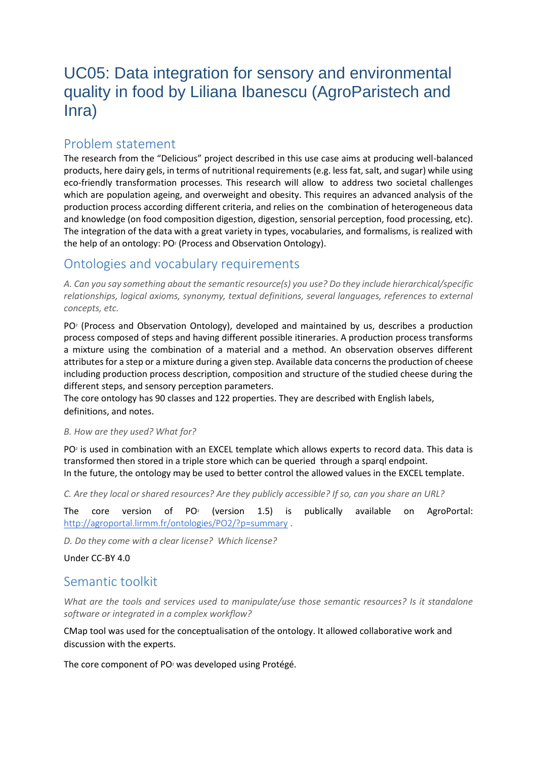# UC05: Data integration for sensory and environmental quality in food by Liliana Ibanescu (AgroParistech and Inra)

## Problem statement

The research from the "Delicious" project described in this use case aims at producing well-balanced products, here dairy gels, in terms of nutritional requirements (e.g. less fat, salt, and sugar) while using eco-friendly transformation processes. This research will allow to address two societal challenges which are population ageing, and overweight and obesity. This requires an advanced analysis of the production process according different criteria, and relies on the combination of heterogeneous data and knowledge (on food composition digestion, digestion, sensorial perception, food processing, etc). The integration of the data with a great variety in types, vocabularies, and formalisms, is realized with the help of an ontology: $PO^2$ (Process and Observation Ontology).

## Ontologies and vocabulary requirements

*A. Can you say something about the semantic resource(s) you use? Do they include hierarchical/specific relationships, logical axioms, synonymy, textual definitions, several languages, references to external concepts, etc.*

$PO^2$ (Process and Observation Ontology), developed and maintained by us, describes a production process composed of steps and having different possible itineraries. A production process transforms a mixture using the combination of a material and a method. An observation observes different attributes for a step or a mixture during a given step. Available data concerns the production of cheese including production process description, composition and structure of the studied cheese during the different steps, and sensory perception parameters.

The core ontology has 90 classes and 122 properties. They are described with English labels, definitions, and notes.

*B. How are they used? What for?*

$PO^2$ is used in combination with an EXCEL template which allows experts to record data. This data is transformed then stored in a triple store which can be queried through a sparql endpoint.

In the future, the ontology may be used to better control the allowed values in the EXCEL template.

*C. Are they local or shared resources? Are they publicly accessible? If so, can you share an URL?*

The core version of $PO^2$ (version 1.5) is publically available on AgroPortal: http://agroportal.lirmm.fr/ontologies/PO2/?p=summary .

*D. Do they come with a clear license? Which license?*

Under CC-BY 4.0

## Semantic toolkit

*What are the tools and services used to manipulate/use those semantic resources? Is it standalone software or integrated in a complex workflow?*

CMap tool was used for the conceptualisation of the ontology. It allowed collaborative work and discussion with the experts.

The core component of $PO^2$ was developed using Protégé.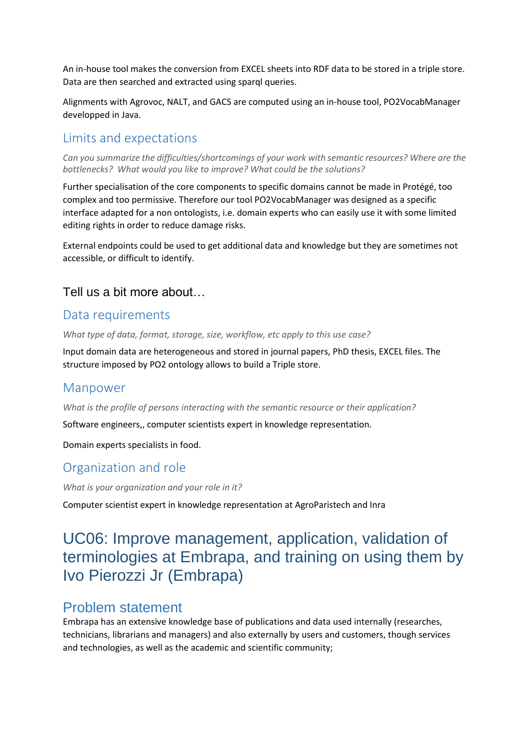An in-house tool makes the conversion from EXCEL sheets into RDF data to be stored in a triple store. Data are then searched and extracted using sparql queries.

Alignments with Agrovoc, NALT, and GACS are computed using an in-house tool, PO2VocabManager developped in Java.

### Limits and expectations

*Can you summarize the difficulties/shortcomings of your work with semantic resources? Where are the bottlenecks? What would you like to improve? What could be the solutions?*

Further specialisation of the core components to specific domains cannot be made in Protégé, too complex and too permissive. Therefore our tool PO2VocabManager was designed as a specific interface adapted for a non ontologists, i.e. domain experts who can easily use it with some limited editing rights in order to reduce damage risks.

External endpoints could be used to get additional data and knowledge but they are sometimes not accessible, or difficult to identify.

### Tell us a bit more about…

### Data requirements

*What type of data, format, storage, size, workflow, etc apply to this use case?*

Input domain data are heterogeneous and stored in journal papers, PhD thesis, EXCEL files. The structure imposed by PO2 ontology allows to build a Triple store.

### Manpower

*What is the profile of persons interacting with the semantic resource or their application?*

Software engineers,, computer scientists expert in knowledge representation.

Domain experts specialists in food.

### Organization and role

*What is your organization and your role in it?*

Computer scientist expert in knowledge representation at AgroParistech and Inra

## UC06: Improve management, application, validation of terminologies at Embrapa, and training on using them by Ivo Pierozzi Jr (Embrapa)

### Problem statement

Embrapa has an extensive knowledge base of publications and data used internally (researches, technicians, librarians and managers) and also externally by users and customers, though services and technologies, as well as the academic and scientific community;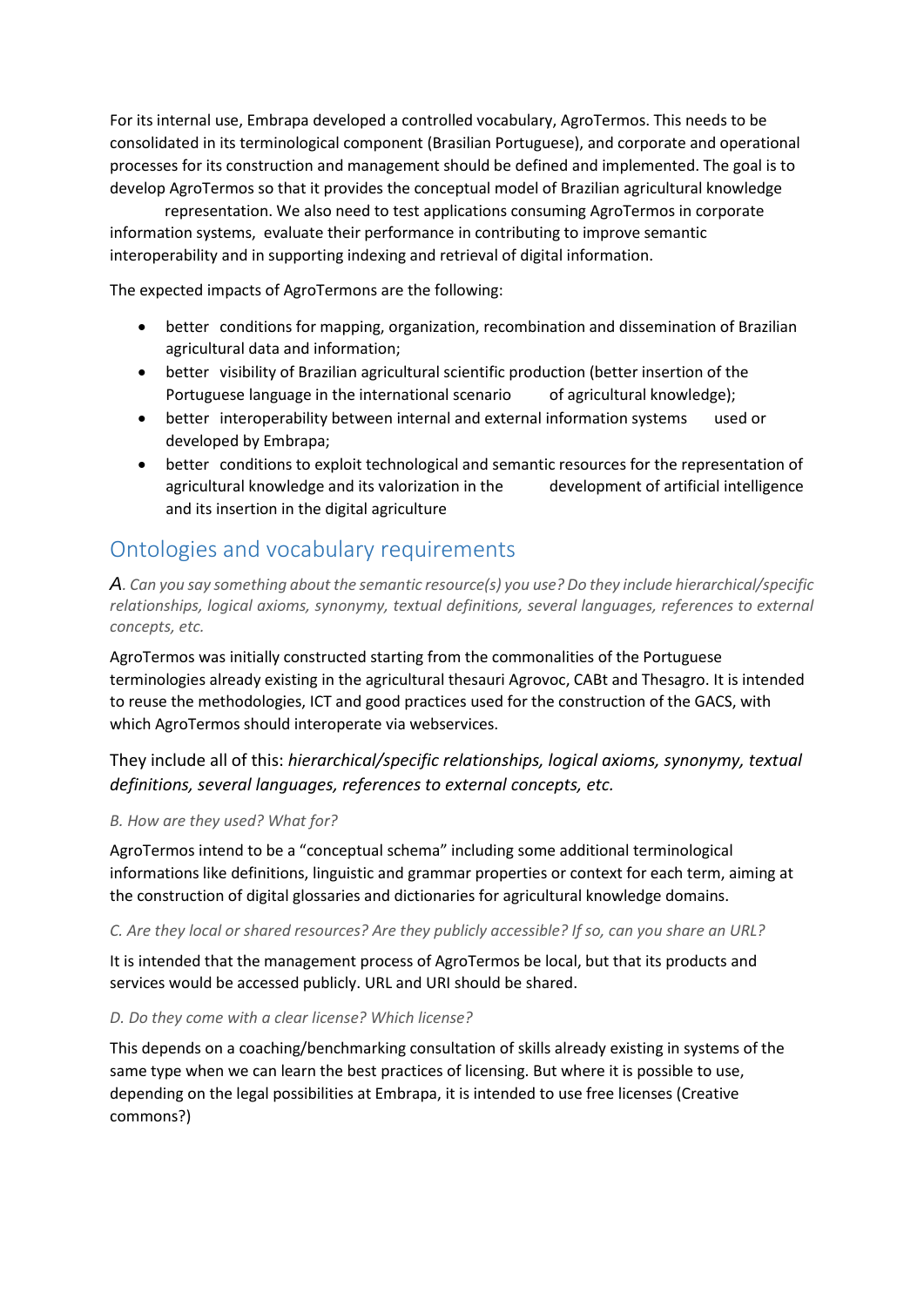For its internal use, Embrapa developed a controlled vocabulary, AgroTermos. This needs to be consolidated in its terminological component (Brasilian Portuguese), and corporate and operational processes for its construction and management should be defined and implemented. The goal is to develop AgroTermos so that it provides the conceptual model of Brazilian agricultural knowledge representation. We also need to test applications consuming AgroTermos in corporate information systems, evaluate their performance in contributing to improve semantic interoperability and in supporting indexing and retrieval of digital information.

The expected impacts of AgroTermons are the following:

- better conditions for mapping, organization, recombination and dissemination of Brazilian agricultural data and information;
- better visibility of Brazilian agricultural scientific production (better insertion of the Portuguese language in the international scenario of agricultural knowledge);
- better interoperability between internal and external information systems used or developed by Embrapa;
- better conditions to exploit technological and semantic resources for the representation of agricultural knowledge and its valorization in the development of artificial intelligence and its insertion in the digital agriculture

## Ontologies and vocabulary requirements

*A. Can you say something about the semantic resource(s) you use? Do they include hierarchical/specific relationships, logical axioms, synonymy, textual definitions, several languages, references to external concepts, etc.*

AgroTermos was initially constructed starting from the commonalities of the Portuguese terminologies already existing in the agricultural thesauri Agrovoc, CABt and Thesagro. It is intended to reuse the methodologies, ICT and good practices used for the construction of the GACS, with which AgroTermos should interoperate via webservices.

They include all of this: *hierarchical/specific relationships, logical axioms, synonymy, textual definitions, several languages, references to external concepts, etc.*

*B. How are they used? What for?*

AgroTermos intend to be a "conceptual schema" including some additional terminological informations like definitions, linguistic and grammar properties or context for each term, aiming at the construction of digital glossaries and dictionaries for agricultural knowledge domains.

*C. Are they local or shared resources? Are they publicly accessible? If so, can you share an URL?*

It is intended that the management process of AgroTermos be local, but that its products and services would be accessed publicly. URL and URI should be shared.

*D. Do they come with a clear license? Which license?*

This depends on a coaching/benchmarking consultation of skills already existing in systems of the same type when we can learn the best practices of licensing. But where it is possible to use, depending on the legal possibilities at Embrapa, it is intended to use free licenses (Creative commons?)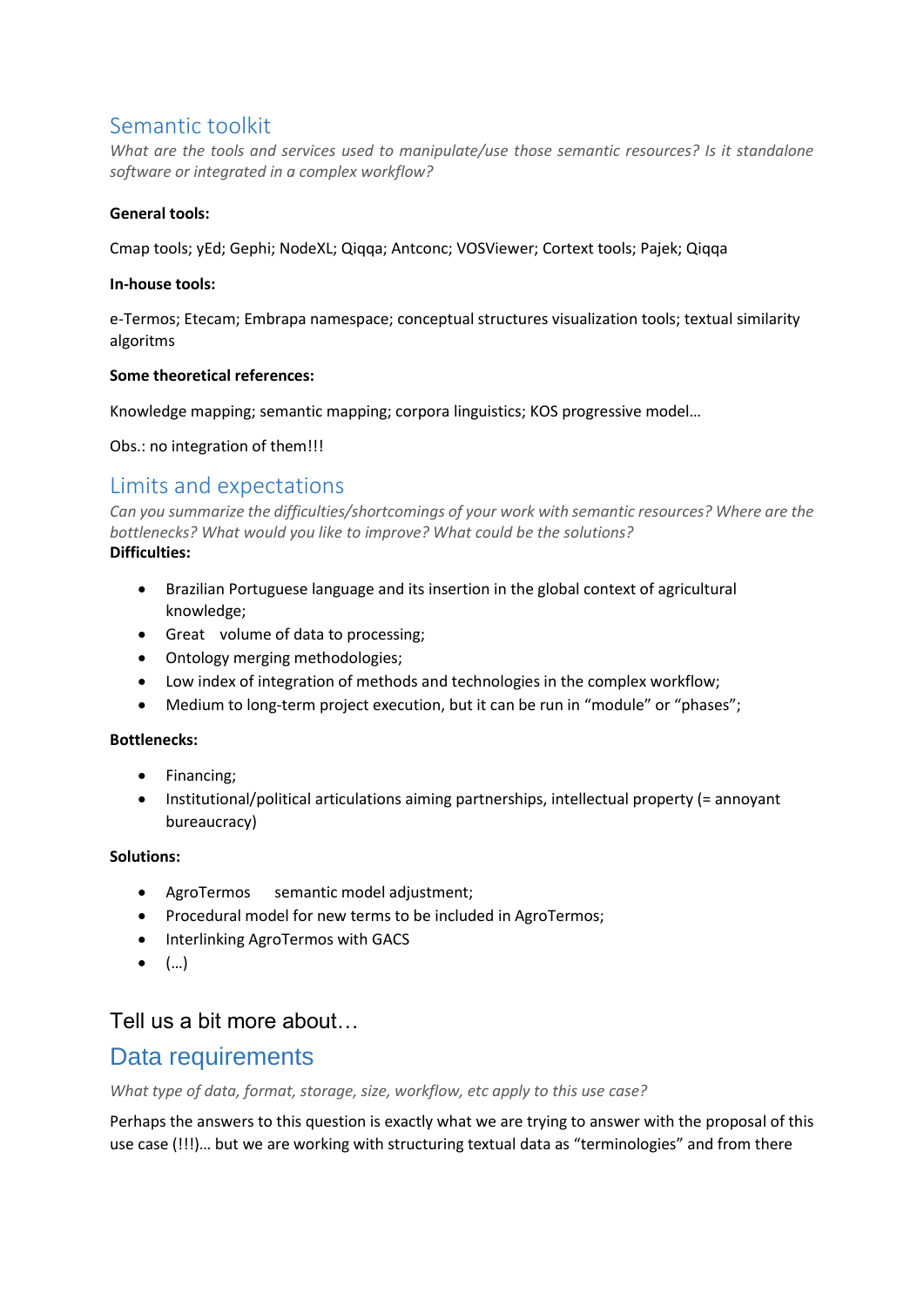## Semantic toolkit

*What are the tools and services used to manipulate/use those semantic resources? Is it standalone software or integrated in a complex workflow?*

**General tools:**

Cmap tools; yEd; Gephi; NodeXL; Qiqqa; Antconc; VOSViewer; Cortext tools; Pajek; Qiqqa

**In-house tools:**

e-Termos; Etecam; Embrapa namespace; conceptual structures visualization tools; textual similarity algoritms

**Some theoretical references:**

Knowledge mapping; semantic mapping; corpora linguistics; KOS progressive model…

Obs.: no integration of them!!!

## Limits and expectations

*Can you summarize the difficulties/shortcomings of your work with semantic resources? Where are the bottlenecks? What would you like to improve? What could be the solutions?*

**Difficulties:**

- Brazilian Portuguese language and its insertion in the global context of agricultural knowledge;
- Great volume of data to processing;
- Ontology merging methodologies;
- Low index of integration of methods and technologies in the complex workflow;
- Medium to long-term project execution, but it can be run in "module" or "phases";

**Bottlenecks:**

- Financing;
- Institutional/political articulations aiming partnerships, intellectual property (= annoyant bureaucracy)

**Solutions:**

- AgroTermos semantic model adjustment;
- Procedural model for new terms to be included in AgroTermos;
- Interlinking AgroTermos with GACS
- (…)

### Tell us a bit more about…

## Data requirements

*What type of data, format, storage, size, workflow, etc apply to this use case?*

Perhaps the answers to this question is exactly what we are trying to answer with the proposal of this use case (!!!)… but we are working with structuring textual data as "terminologies" and from there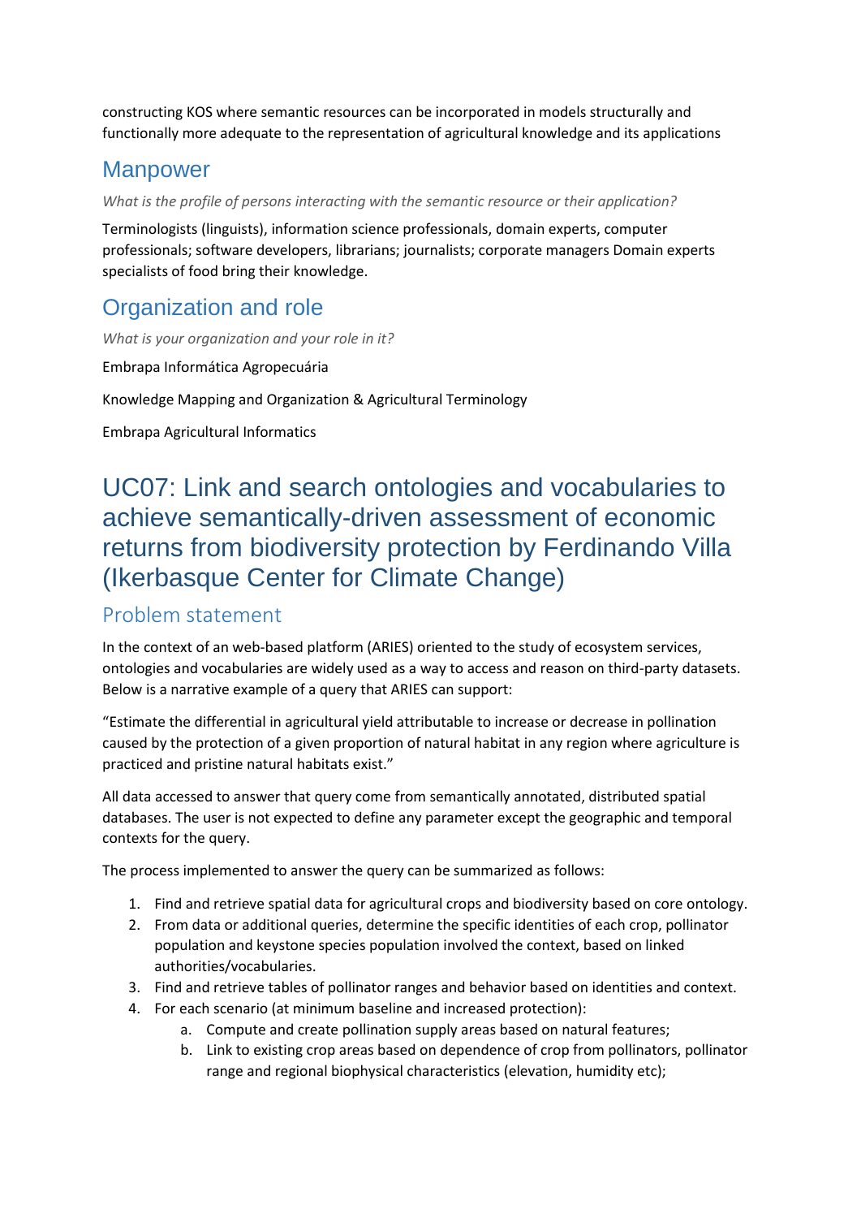constructing KOS where semantic resources can be incorporated in models structurally and functionally more adequate to the representation of agricultural knowledge and its applications

## Manpower

*What is the profile of persons interacting with the semantic resource or their application?*

Terminologists (linguists), information science professionals, domain experts, computer professionals; software developers, librarians; journalists; corporate managers Domain experts specialists of food bring their knowledge.

## Organization and role

*What is your organization and your role in it?*

Embrapa Informática Agropecuária

Knowledge Mapping and Organization & Agricultural Terminology

Embrapa Agricultural Informatics

# UC07: Link and search ontologies and vocabularies to achieve semantically-driven assessment of economic returns from biodiversity protection by Ferdinando Villa (Ikerbasque Center for Climate Change)

## Problem statement

In the context of an web-based platform (ARIES) oriented to the study of ecosystem services, ontologies and vocabularies are widely used as a way to access and reason on third-party datasets. Below is a narrative example of a query that ARIES can support:

"Estimate the differential in agricultural yield attributable to increase or decrease in pollination caused by the protection of a given proportion of natural habitat in any region where agriculture is practiced and pristine natural habitats exist."

All data accessed to answer that query come from semantically annotated, distributed spatial databases. The user is not expected to define any parameter except the geographic and temporal contexts for the query.

The process implemented to answer the query can be summarized as follows:

1. Find and retrieve spatial data for agricultural crops and biodiversity based on core ontology.
2. From data or additional queries, determine the specific identities of each crop, pollinator population and keystone species population involved the context, based on linked authorities/vocabularies.
3. Find and retrieve tables of pollinator ranges and behavior based on identities and context.
4. For each scenario (at minimum baseline and increased protection):
    a. Compute and create pollination supply areas based on natural features;
    b. Link to existing crop areas based on dependence of crop from pollinators, pollinator range and regional biophysical characteristics (elevation, humidity etc);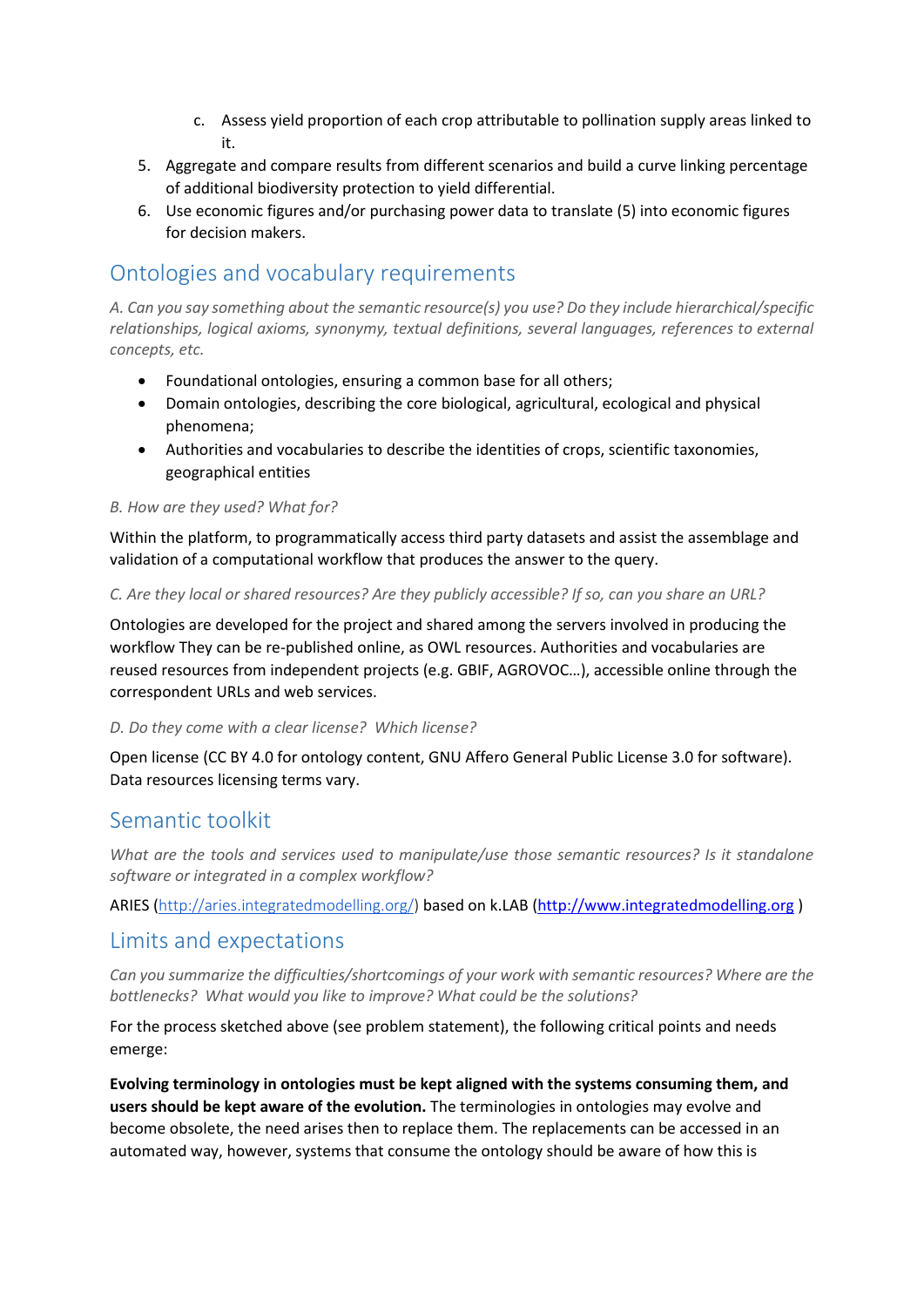c. Assess yield proportion of each crop attributable to pollination supply areas linked to it.

5. Aggregate and compare results from different scenarios and build a curve linking percentage of additional biodiversity protection to yield differential.
6. Use economic figures and/or purchasing power data to translate (5) into economic figures for decision makers.

## Ontologies and vocabulary requirements

*A. Can you say something about the semantic resource(s) you use? Do they include hierarchical/specific relationships, logical axioms, synonymy, textual definitions, several languages, references to external concepts, etc.*

- Foundational ontologies, ensuring a common base for all others;
- Domain ontologies, describing the core biological, agricultural, ecological and physical phenomena;
- Authorities and vocabularies to describe the identities of crops, scientific taxonomies, geographical entities

*B. How are they used? What for?*

Within the platform, to programmatically access third party datasets and assist the assemblage and validation of a computational workflow that produces the answer to the query.

*C. Are they local or shared resources? Are they publicly accessible? If so, can you share an URL?*

Ontologies are developed for the project and shared among the servers involved in producing the workflow They can be re-published online, as OWL resources. Authorities and vocabularies are reused resources from independent projects (e.g. GBIF, AGROVOC…), accessible online through the correspondent URLs and web services.

*D. Do they come with a clear license? Which license?*

Open license (CC BY 4.0 for ontology content, GNU Affero General Public License 3.0 for software). Data resources licensing terms vary.

## Semantic toolkit

*What are the tools and services used to manipulate/use those semantic resources? Is it standalone software or integrated in a complex workflow?*

ARIES (http://aries.integratedmodelling.org/) based on k.LAB (http://www.integratedmodelling.org )

## Limits and expectations

*Can you summarize the difficulties/shortcomings of your work with semantic resources? Where are the bottlenecks? What would you like to improve? What could be the solutions?*

For the process sketched above (see problem statement), the following critical points and needs emerge:

**Evolving terminology in ontologies must be kept aligned with the systems consuming them, and users should be kept aware of the evolution.** The terminologies in ontologies may evolve and become obsolete, the need arises then to replace them. The replacements can be accessed in an automated way, however, systems that consume the ontology should be aware of how this is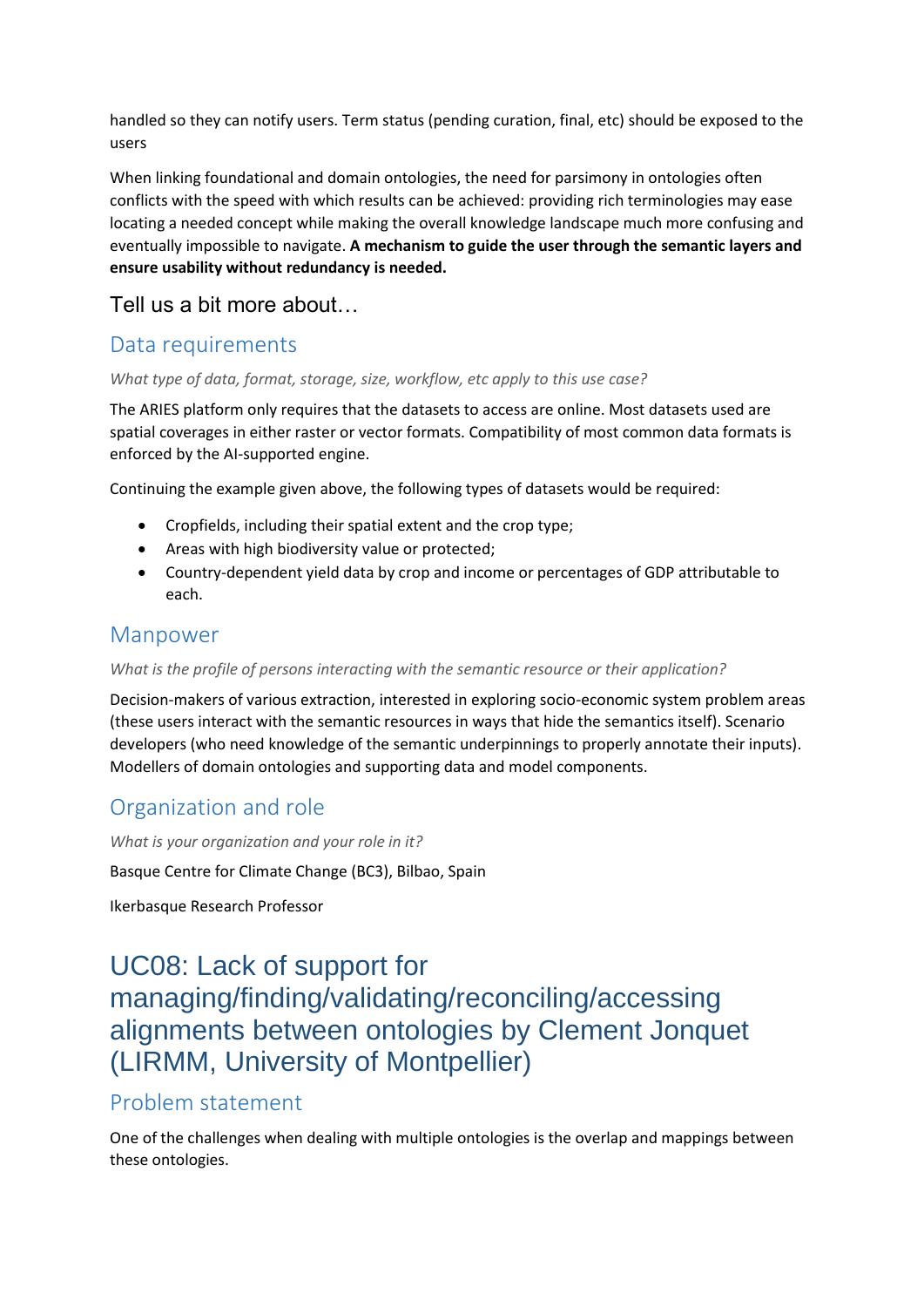handled so they can notify users. Term status (pending curation, final, etc) should be exposed to the users

When linking foundational and domain ontologies, the need for parsimony in ontologies often conflicts with the speed with which results can be achieved: providing rich terminologies may ease locating a needed concept while making the overall knowledge landscape much more confusing and eventually impossible to navigate. **A mechanism to guide the user through the semantic layers and ensure usability without redundancy is needed.**

## Tell us a bit more about…

### Data requirements

*What type of data, format, storage, size, workflow, etc apply to this use case?*

The ARIES platform only requires that the datasets to access are online. Most datasets used are spatial coverages in either raster or vector formats. Compatibility of most common data formats is enforced by the AI-supported engine.

Continuing the example given above, the following types of datasets would be required:

- Cropfields, including their spatial extent and the crop type;
- Areas with high biodiversity value or protected;
- Country-dependent yield data by crop and income or percentages of GDP attributable to each.

### Manpower

*What is the profile of persons interacting with the semantic resource or their application?*

Decision-makers of various extraction, interested in exploring socio-economic system problem areas (these users interact with the semantic resources in ways that hide the semantics itself). Scenario developers (who need knowledge of the semantic underpinnings to properly annotate their inputs). Modellers of domain ontologies and supporting data and model components.

### Organization and role

*What is your organization and your role in it?*

Basque Centre for Climate Change (BC3), Bilbao, Spain

Ikerbasque Research Professor

# UC08: Lack of support for managing/finding/validating/reconciling/accessing alignments between ontologies by Clement Jonquet (LIRMM, University of Montpellier)

### Problem statement

One of the challenges when dealing with multiple ontologies is the overlap and mappings between these ontologies.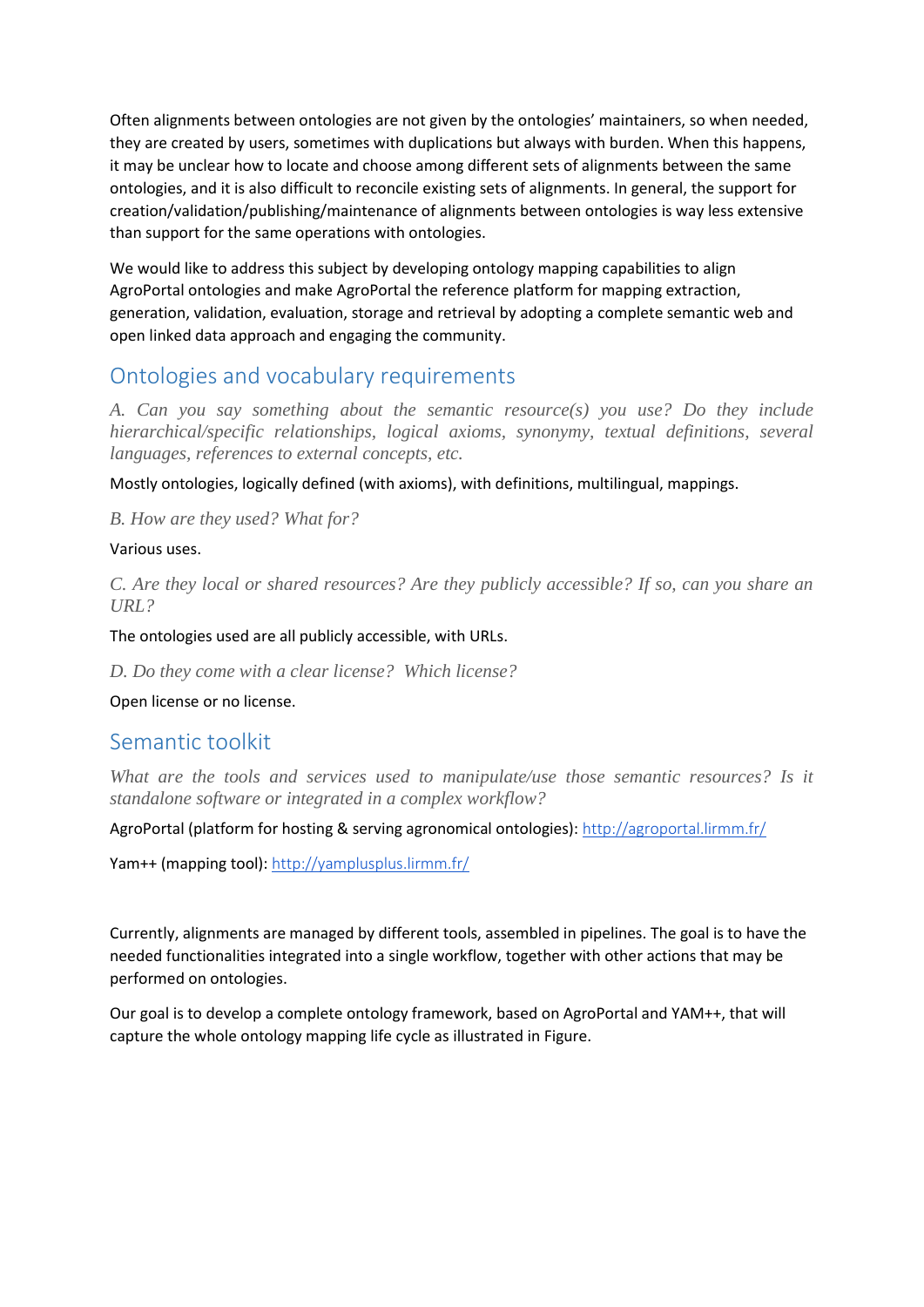Often alignments between ontologies are not given by the ontologies' maintainers, so when needed, they are created by users, sometimes with duplications but always with burden. When this happens, it may be unclear how to locate and choose among different sets of alignments between the same ontologies, and it is also difficult to reconcile existing sets of alignments. In general, the support for creation/validation/publishing/maintenance of alignments between ontologies is way less extensive than support for the same operations with ontologies.

We would like to address this subject by developing ontology mapping capabilities to align AgroPortal ontologies and make AgroPortal the reference platform for mapping extraction, generation, validation, evaluation, storage and retrieval by adopting a complete semantic web and open linked data approach and engaging the community.

## Ontologies and vocabulary requirements

*A. Can you say something about the semantic resource(s) you use? Do they include hierarchical/specific relationships, logical axioms, synonymy, textual definitions, several languages, references to external concepts, etc.*

Mostly ontologies, logically defined (with axioms), with definitions, multilingual, mappings.

*B. How are they used? What for?*

Various uses.

*C. Are they local or shared resources? Are they publicly accessible? If so, can you share an URL?*

The ontologies used are all publicly accessible, with URLs.

*D. Do they come with a clear license? Which license?*

Open license or no license.

## Semantic toolkit

*What are the tools and services used to manipulate/use those semantic resources? Is it standalone software or integrated in a complex workflow?*

AgroPortal (platform for hosting & serving agronomical ontologies): http://agroportal.lirmm.fr/

Yam++ (mapping tool): http://yamplusplus.lirmm.fr/

Currently, alignments are managed by different tools, assembled in pipelines. The goal is to have the needed functionalities integrated into a single workflow, together with other actions that may be performed on ontologies.

Our goal is to develop a complete ontology framework, based on AgroPortal and YAM++, that will capture the whole ontology mapping life cycle as illustrated in Figure.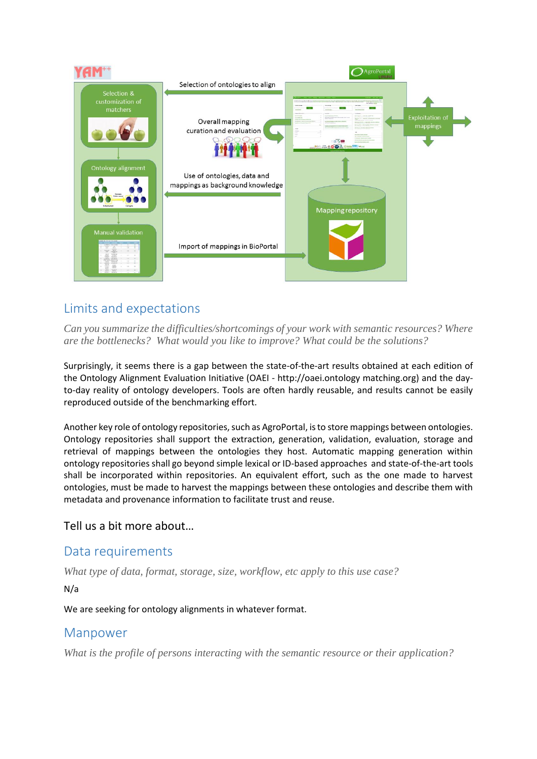## Limits and expectations

*Can you summarize the difficulties/shortcomings of your work with semantic resources? Where are the bottlenecks? What would you like to improve? What could be the solutions?*

Surprisingly, it seems there is a gap between the state-of-the-art results obtained at each edition of the Ontology Alignment Evaluation Initiative (OAEI - http://oaei.ontology matching.org) and the day-to-day reality of ontology developers. Tools are often hardly reusable, and results cannot be easily reproduced outside of the benchmarking effort.

Another key role of ontology repositories, such as AgroPortal, is to store mappings between ontologies. Ontology repositories shall support the extraction, generation, validation, evaluation, storage and retrieval of mappings between the ontologies they host. Automatic mapping generation within ontology repositories shall go beyond simple lexical or ID-based approaches and state-of-the-art tools shall be incorporated within repositories. An equivalent effort, such as the one made to harvest ontologies, must be made to harvest the mappings between these ontologies and describe them with metadata and provenance information to facilitate trust and reuse.

Tell us a bit more about…

## Data requirements

*What type of data, format, storage, size, workflow, etc apply to this use case?*

N/a

We are seeking for ontology alignments in whatever format.

## Manpower

*What is the profile of persons interacting with the semantic resource or their application?*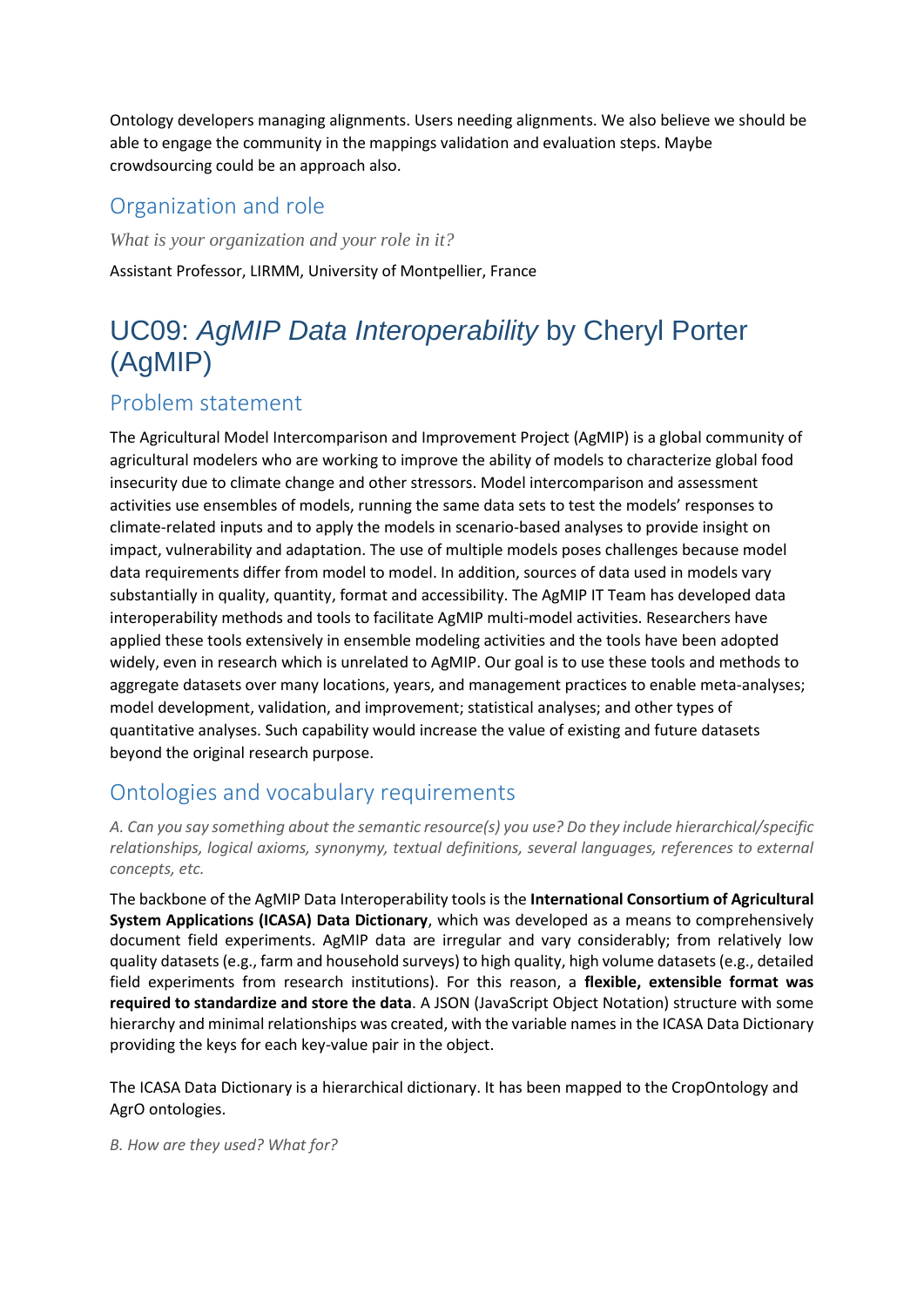Ontology developers managing alignments. Users needing alignments. We also believe we should be able to engage the community in the mappings validation and evaluation steps. Maybe crowdsourcing could be an approach also.

## Organization and role

*What is your organization and your role in it?*

Assistant Professor, LIRMM, University of Montpellier, France

# UC09: *AgMIP Data Interoperability* by Cheryl Porter (AgMIP)

## Problem statement

The Agricultural Model Intercomparison and Improvement Project (AgMIP) is a global community of agricultural modelers who are working to improve the ability of models to characterize global food insecurity due to climate change and other stressors. Model intercomparison and assessment activities use ensembles of models, running the same data sets to test the models' responses to climate-related inputs and to apply the models in scenario-based analyses to provide insight on impact, vulnerability and adaptation. The use of multiple models poses challenges because model data requirements differ from model to model. In addition, sources of data used in models vary substantially in quality, quantity, format and accessibility. The AgMIP IT Team has developed data interoperability methods and tools to facilitate AgMIP multi-model activities. Researchers have applied these tools extensively in ensemble modeling activities and the tools have been adopted widely, even in research which is unrelated to AgMIP. Our goal is to use these tools and methods to aggregate datasets over many locations, years, and management practices to enable meta-analyses; model development, validation, and improvement; statistical analyses; and other types of quantitative analyses. Such capability would increase the value of existing and future datasets beyond the original research purpose.

## Ontologies and vocabulary requirements

*A. Can you say something about the semantic resource(s) you use? Do they include hierarchical/specific relationships, logical axioms, synonymy, textual definitions, several languages, references to external concepts, etc.*

The backbone of the AgMIP Data Interoperability tools is the **International Consortium of Agricultural System Applications (ICASA) Data Dictionary**, which was developed as a means to comprehensively document field experiments. AgMIP data are irregular and vary considerably; from relatively low quality datasets (e.g., farm and household surveys) to high quality, high volume datasets (e.g., detailed field experiments from research institutions). For this reason, a **flexible, extensible format was required to standardize and store the data**. A JSON (JavaScript Object Notation) structure with some hierarchy and minimal relationships was created, with the variable names in the ICASA Data Dictionary providing the keys for each key-value pair in the object.

The ICASA Data Dictionary is a hierarchical dictionary. It has been mapped to the CropOntology and AgrO ontologies.

*B. How are they used? What for?*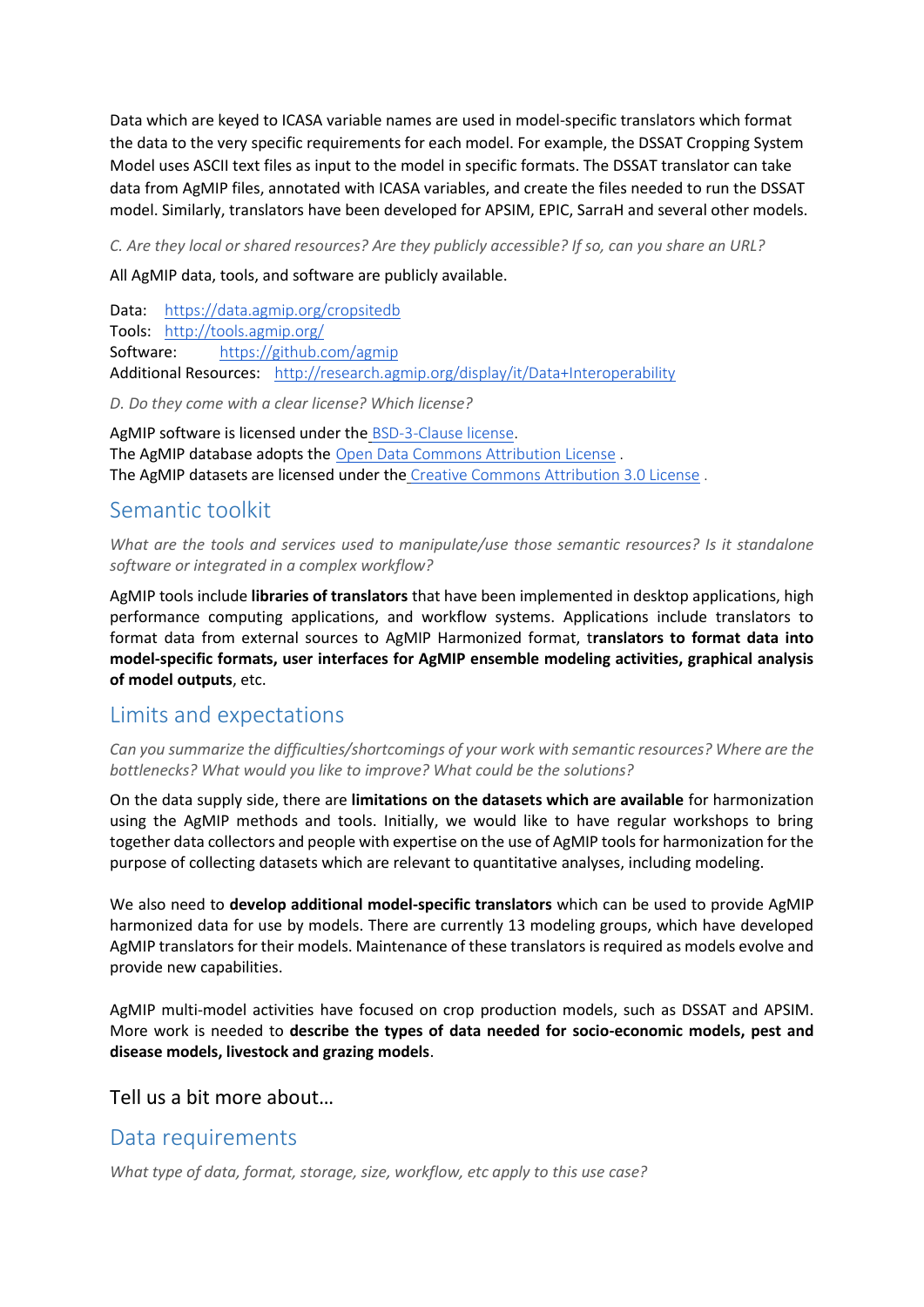Data which are keyed to ICASA variable names are used in model-specific translators which format the data to the very specific requirements for each model. For example, the DSSAT Cropping System Model uses ASCII text files as input to the model in specific formats. The DSSAT translator can take data from AgMIP files, annotated with ICASA variables, and create the files needed to run the DSSAT model. Similarly, translators have been developed for APSIM, EPIC, SarraH and several other models.

*C. Are they local or shared resources? Are they publicly accessible? If so, can you share an URL?*

All AgMIP data, tools, and software are publicly available.

Data: https://data.agmip.org/cropsitedb
Tools: http://tools.agmip.org/
Software: https://github.com/agmip
Additional Resources: http://research.agmip.org/display/it/Data+Interoperability

*D. Do they come with a clear license? Which license?*

AgMIP software is licensed under the BSD-3-Clause license.
The AgMIP database adopts the Open Data Commons Attribution License .
The AgMIP datasets are licensed under the Creative Commons Attribution 3.0 License .

## Semantic toolkit

*What are the tools and services used to manipulate/use those semantic resources? Is it standalone software or integrated in a complex workflow?*

AgMIP tools include **libraries of translators** that have been implemented in desktop applications, high performance computing applications, and workflow systems. Applications include translators to format data from external sources to AgMIP Harmonized format, t**ranslators to format data into model-specific formats, user interfaces for AgMIP ensemble modeling activities, graphical analysis of model outputs**, etc.

## Limits and expectations

*Can you summarize the difficulties/shortcomings of your work with semantic resources? Where are the bottlenecks? What would you like to improve? What could be the solutions?*

On the data supply side, there are **limitations on the datasets which are available** for harmonization using the AgMIP methods and tools. Initially, we would like to have regular workshops to bring together data collectors and people with expertise on the use of AgMIP tools for harmonization for the purpose of collecting datasets which are relevant to quantitative analyses, including modeling.

We also need to **develop additional model-specific translators** which can be used to provide AgMIP harmonized data for use by models. There are currently 13 modeling groups, which have developed AgMIP translators for their models. Maintenance of these translators is required as models evolve and provide new capabilities.

AgMIP multi-model activities have focused on crop production models, such as DSSAT and APSIM. More work is needed to **describe the types of data needed for socio-economic models, pest and disease models, livestock and grazing models**.

# Tell us a bit more about…

## Data requirements

*What type of data, format, storage, size, workflow, etc apply to this use case?*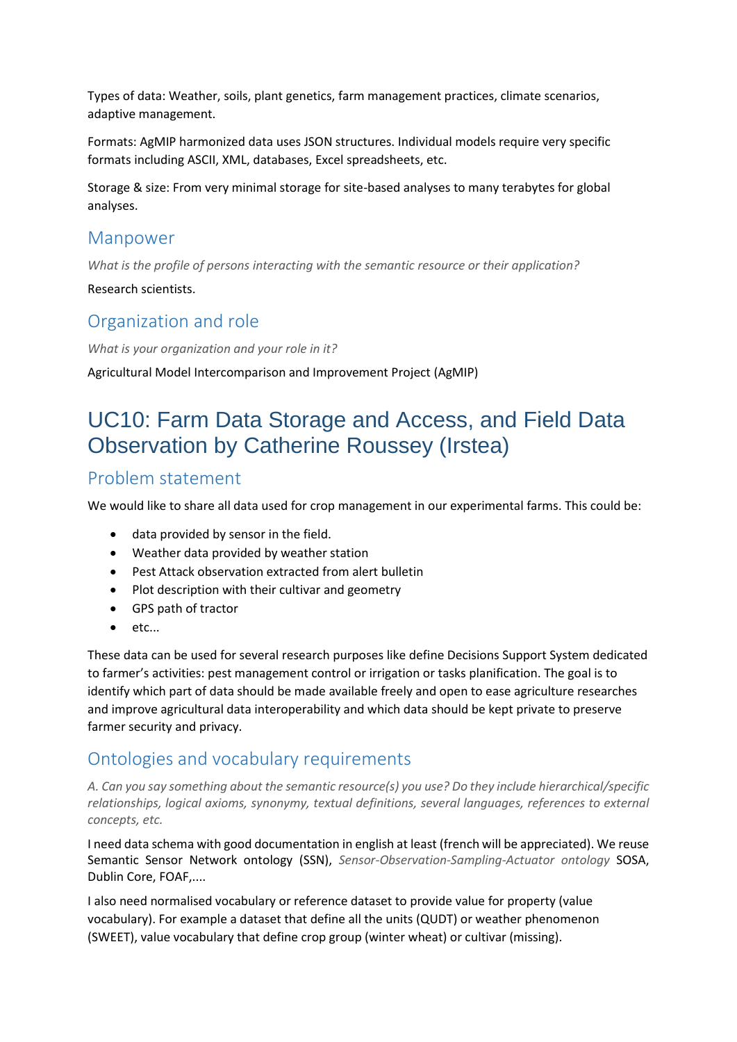Types of data: Weather, soils, plant genetics, farm management practices, climate scenarios, adaptive management.

Formats: AgMIP harmonized data uses JSON structures. Individual models require very specific formats including ASCII, XML, databases, Excel spreadsheets, etc.

Storage & size: From very minimal storage for site-based analyses to many terabytes for global analyses.

### Manpower

*What is the profile of persons interacting with the semantic resource or their application?*

Research scientists.

### Organization and role

*What is your organization and your role in it?*

Agricultural Model Intercomparison and Improvement Project (AgMIP)

## UC10: Farm Data Storage and Access, and Field Data Observation by Catherine Roussey (Irstea)

### Problem statement

We would like to share all data used for crop management in our experimental farms. This could be:

- data provided by sensor in the field.
- Weather data provided by weather station
- Pest Attack observation extracted from alert bulletin
- Plot description with their cultivar and geometry
- GPS path of tractor
- etc...

These data can be used for several research purposes like define Decisions Support System dedicated to farmer's activities: pest management control or irrigation or tasks planification. The goal is to identify which part of data should be made available freely and open to ease agriculture researches and improve agricultural data interoperability and which data should be kept private to preserve farmer security and privacy.

### Ontologies and vocabulary requirements

*A. Can you say something about the semantic resource(s) you use? Do they include hierarchical/specific relationships, logical axioms, synonymy, textual definitions, several languages, references to external concepts, etc.*

I need data schema with good documentation in english at least (french will be appreciated). We reuse Semantic Sensor Network ontology (SSN), *Sensor-Observation-Sampling-Actuator ontology* SOSA, Dublin Core, FOAF,....

I also need normalised vocabulary or reference dataset to provide value for property (value vocabulary). For example a dataset that define all the units (QUDT) or weather phenomenon (SWEET), value vocabulary that define crop group (winter wheat) or cultivar (missing).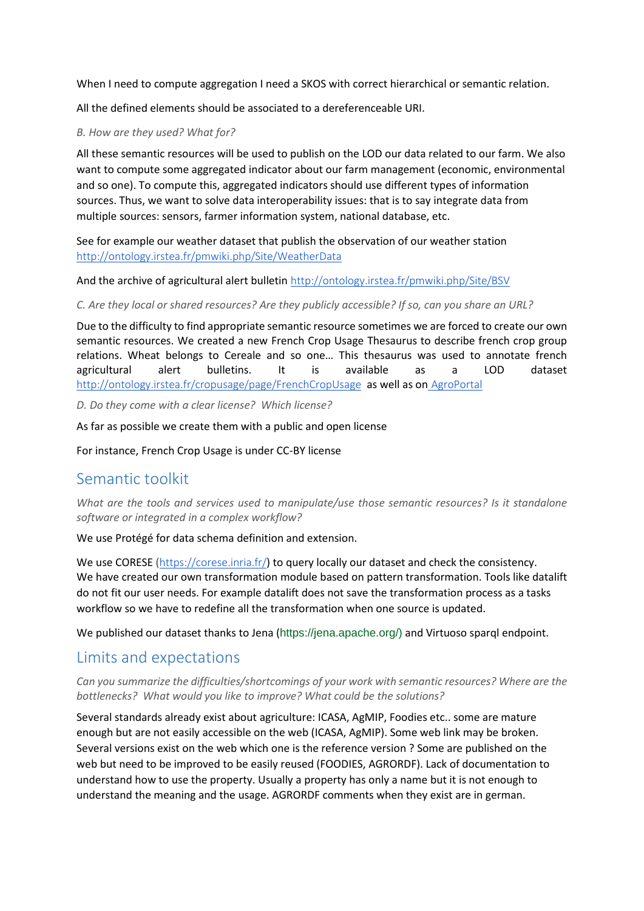When I need to compute aggregation I need a SKOS with correct hierarchical or semantic relation.

All the defined elements should be associated to a dereferenceable URI.

*B. How are they used? What for?*

All these semantic resources will be used to publish on the LOD our data related to our farm. We also want to compute some aggregated indicator about our farm management (economic, environmental and so one). To compute this, aggregated indicators should use different types of information sources. Thus, we want to solve data interoperability issues: that is to say integrate data from multiple sources: sensors, farmer information system, national database, etc.

See for example our weather dataset that publish the observation of our weather station http://ontology.irstea.fr/pmwiki.php/Site/WeatherData

And the archive of agricultural alert bulletin http://ontology.irstea.fr/pmwiki.php/Site/BSV

*C. Are they local or shared resources? Are they publicly accessible? If so, can you share an URL?*

Due to the difficulty to find appropriate semantic resource sometimes we are forced to create our own semantic resources. We created a new French Crop Usage Thesaurus to describe french crop group relations. Wheat belongs to Cereale and so one… This thesaurus was used to annotate french agricultural alert bulletins. It is available as a LOD dataset http://ontology.irstea.fr/cropusage/page/FrenchCropUsage as well as on AgroPortal

*D. Do they come with a clear license? Which license?*

As far as possible we create them with a public and open license

For instance, French Crop Usage is under CC-BY license

## Semantic toolkit

*What are the tools and services used to manipulate/use those semantic resources? Is it standalone software or integrated in a complex workflow?*

We use Protégé for data schema definition and extension.

We use CORESE (https://corese.inria.fr/) to query locally our dataset and check the consistency.
We have created our own transformation module based on pattern transformation. Tools like datalift do not fit our user needs. For example datalift does not save the transformation process as a tasks workflow so we have to redefine all the transformation when one source is updated.

We published our dataset thanks to Jena (https://jena.apache.org/) and Virtuoso sparql endpoint.

## Limits and expectations

*Can you summarize the difficulties/shortcomings of your work with semantic resources? Where are the bottlenecks? What would you like to improve? What could be the solutions?*

Several standards already exist about agriculture: ICASA, AgMIP, Foodies etc.. some are mature enough but are not easily accessible on the web (ICASA, AgMIP). Some web link may be broken. Several versions exist on the web which one is the reference version ? Some are published on the web but need to be improved to be easily reused (FOODIES, AGRORDF). Lack of documentation to understand how to use the property. Usually a property has only a name but it is not enough to understand the meaning and the usage. AGRORDF comments when they exist are in german.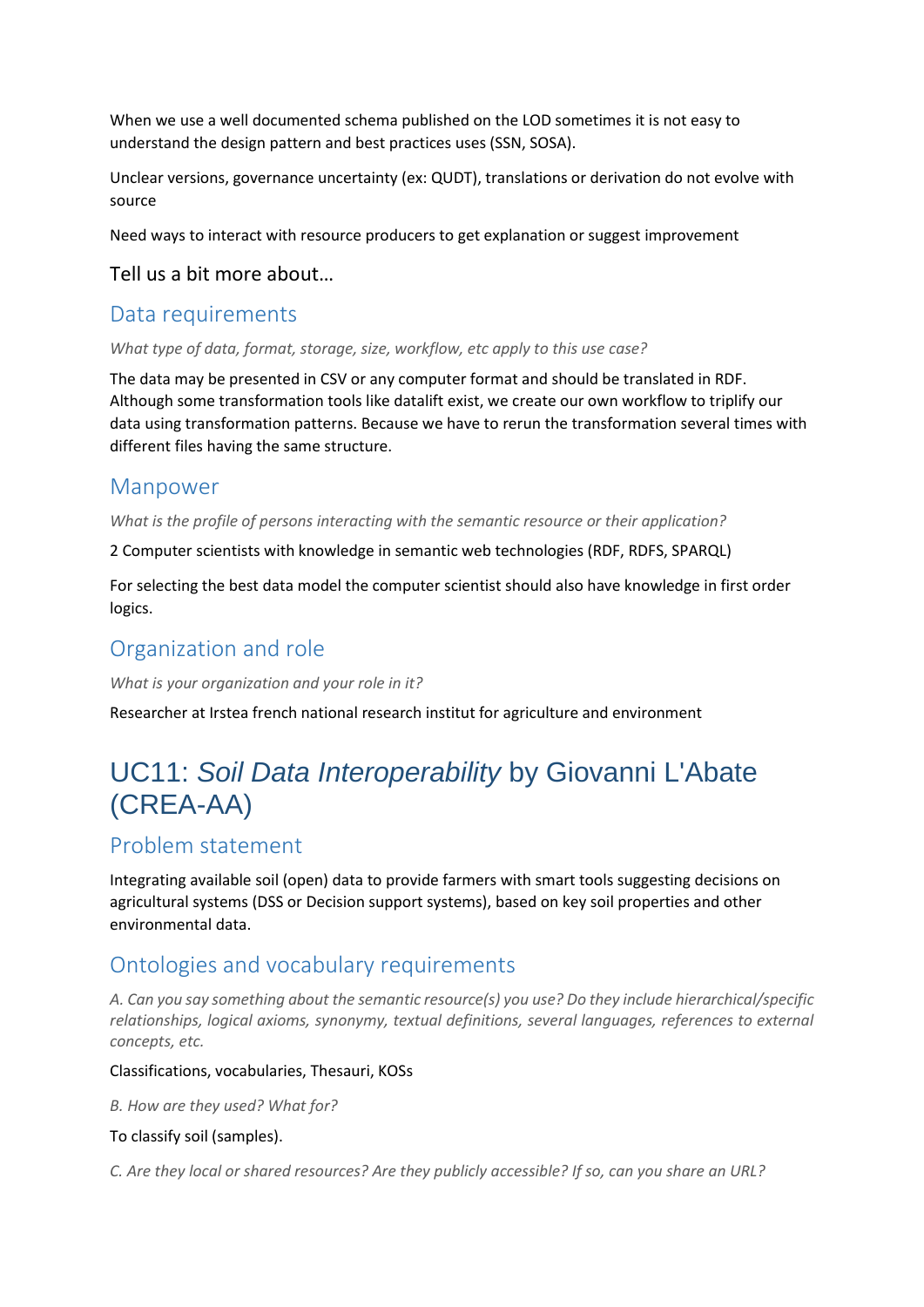When we use a well documented schema published on the LOD sometimes it is not easy to understand the design pattern and best practices uses (SSN, SOSA).

Unclear versions, governance uncertainty (ex: QUDT), translations or derivation do not evolve with source

Need ways to interact with resource producers to get explanation or suggest improvement

Tell us a bit more about…

### Data requirements

*What type of data, format, storage, size, workflow, etc apply to this use case?*

The data may be presented in CSV or any computer format and should be translated in RDF. Although some transformation tools like datalift exist, we create our own workflow to triplify our data using transformation patterns. Because we have to rerun the transformation several times with different files having the same structure.

### Manpower

*What is the profile of persons interacting with the semantic resource or their application?*

2 Computer scientists with knowledge in semantic web technologies (RDF, RDFS, SPARQL)

For selecting the best data model the computer scientist should also have knowledge in first order logics.

### Organization and role

*What is your organization and your role in it?*

Researcher at Irstea french national research institut for agriculture and environment

## UC11: *Soil Data Interoperability* by Giovanni L'Abate (CREA-AA)

### Problem statement

Integrating available soil (open) data to provide farmers with smart tools suggesting decisions on agricultural systems (DSS or Decision support systems), based on key soil properties and other environmental data.

### Ontologies and vocabulary requirements

*A. Can you say something about the semantic resource(s) you use? Do they include hierarchical/specific relationships, logical axioms, synonymy, textual definitions, several languages, references to external concepts, etc.*

Classifications, vocabularies, Thesauri, KOSs

*B. How are they used? What for?*

To classify soil (samples).

*C. Are they local or shared resources? Are they publicly accessible? If so, can you share an URL?*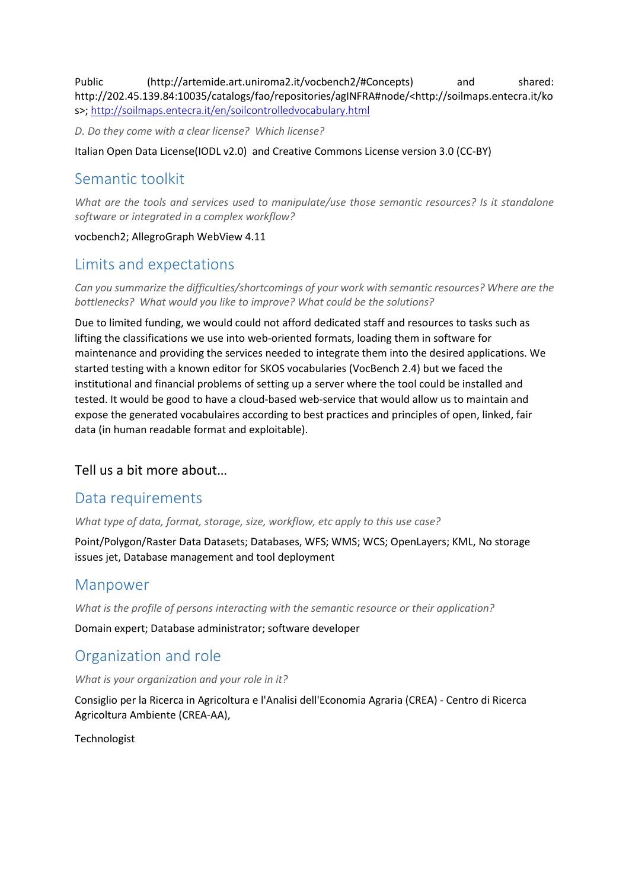Public (http://artemide.art.uniroma2.it/vocbench2/#Concepts) and shared: http://202.45.139.84:10035/catalogs/fao/repositories/agINFRA#node/<http://soilmaps.entecra.it/kos>; http://soilmaps.entecra.it/en/soilcontrolledvocabulary.html

*D. Do they come with a clear license? Which license?*

Italian Open Data License(IODL v2.0) and Creative Commons License version 3.0 (CC-BY)

## Semantic toolkit

*What are the tools and services used to manipulate/use those semantic resources? Is it standalone software or integrated in a complex workflow?*

vocbench2; AllegroGraph WebView 4.11

## Limits and expectations

*Can you summarize the difficulties/shortcomings of your work with semantic resources? Where are the bottlenecks? What would you like to improve? What could be the solutions?*

Due to limited funding, we would could not afford dedicated staff and resources to tasks such as lifting the classifications we use into web-oriented formats, loading them in software for maintenance and providing the services needed to integrate them into the desired applications. We started testing with a known editor for SKOS vocabularies (VocBench 2.4) but we faced the institutional and financial problems of setting up a server where the tool could be installed and tested. It would be good to have a cloud-based web-service that would allow us to maintain and expose the generated vocabulaires according to best practices and principles of open, linked, fair data (in human readable format and exploitable).

### Tell us a bit more about…

## Data requirements

*What type of data, format, storage, size, workflow, etc apply to this use case?*

Point/Polygon/Raster Data Datasets; Databases, WFS; WMS; WCS; OpenLayers; KML, No storage issues jet, Database management and tool deployment

## Manpower

*What is the profile of persons interacting with the semantic resource or their application?*

Domain expert; Database administrator; software developer

## Organization and role

*What is your organization and your role in it?*

Consiglio per la Ricerca in Agricoltura e l'Analisi dell'Economia Agraria (CREA) - Centro di Ricerca Agricoltura Ambiente (CREA-AA),

Technologist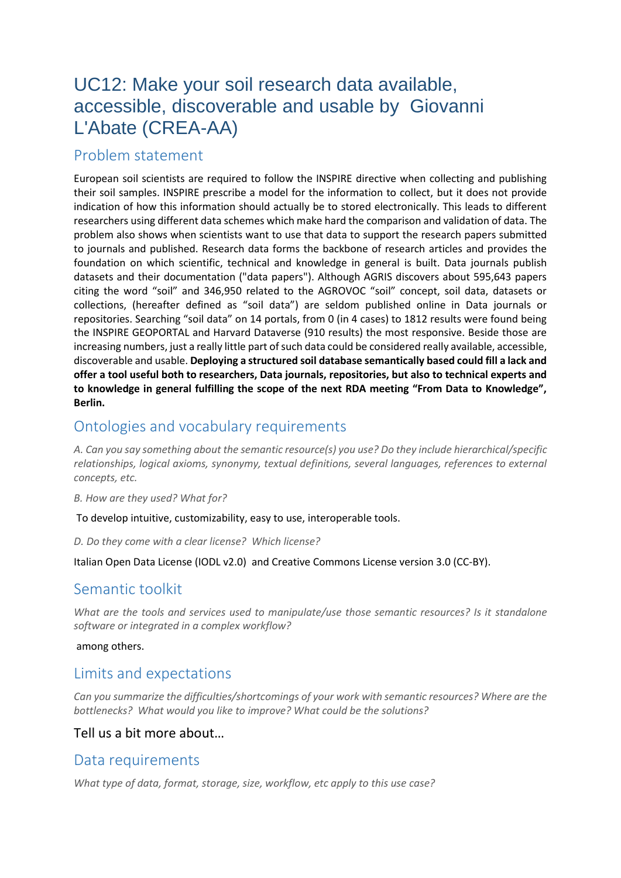# UC12: Make your soil research data available, accessible, discoverable and usable by Giovanni L'Abate (CREA-AA)

## Problem statement

European soil scientists are required to follow the INSPIRE directive when collecting and publishing their soil samples. INSPIRE prescribe a model for the information to collect, but it does not provide indication of how this information should actually be to stored electronically. This leads to different researchers using different data schemes which make hard the comparison and validation of data. The problem also shows when scientists want to use that data to support the research papers submitted to journals and published. Research data forms the backbone of research articles and provides the foundation on which scientific, technical and knowledge in general is built. Data journals publish datasets and their documentation ("data papers"). Although AGRIS discovers about 595,643 papers citing the word "soil" and 346,950 related to the AGROVOC "soil" concept, soil data, datasets or collections, (hereafter defined as "soil data") are seldom published online in Data journals or repositories. Searching "soil data" on 14 portals, from 0 (in 4 cases) to 1812 results were found being the INSPIRE GEOPORTAL and Harvard Dataverse (910 results) the most responsive. Beside those are increasing numbers, just a really little part of such data could be considered really available, accessible, discoverable and usable. **Deploying a structured soil database semantically based could fill a lack and offer a tool useful both to researchers, Data journals, repositories, but also to technical experts and to knowledge in general fulfilling the scope of the next RDA meeting "From Data to Knowledge", Berlin.**

## Ontologies and vocabulary requirements

*A. Can you say something about the semantic resource(s) you use? Do they include hierarchical/specific relationships, logical axioms, synonymy, textual definitions, several languages, references to external concepts, etc.*

*B. How are they used? What for?*

To develop intuitive, customizability, easy to use, interoperable tools.

*D. Do they come with a clear license? Which license?*

Italian Open Data License (IODL v2.0) and Creative Commons License version 3.0 (CC-BY).

## Semantic toolkit

*What are the tools and services used to manipulate/use those semantic resources? Is it standalone software or integrated in a complex workflow?*

among others.

## Limits and expectations

*Can you summarize the difficulties/shortcomings of your work with semantic resources? Where are the bottlenecks? What would you like to improve? What could be the solutions?*

Tell us a bit more about…

## Data requirements

*What type of data, format, storage, size, workflow, etc apply to this use case?*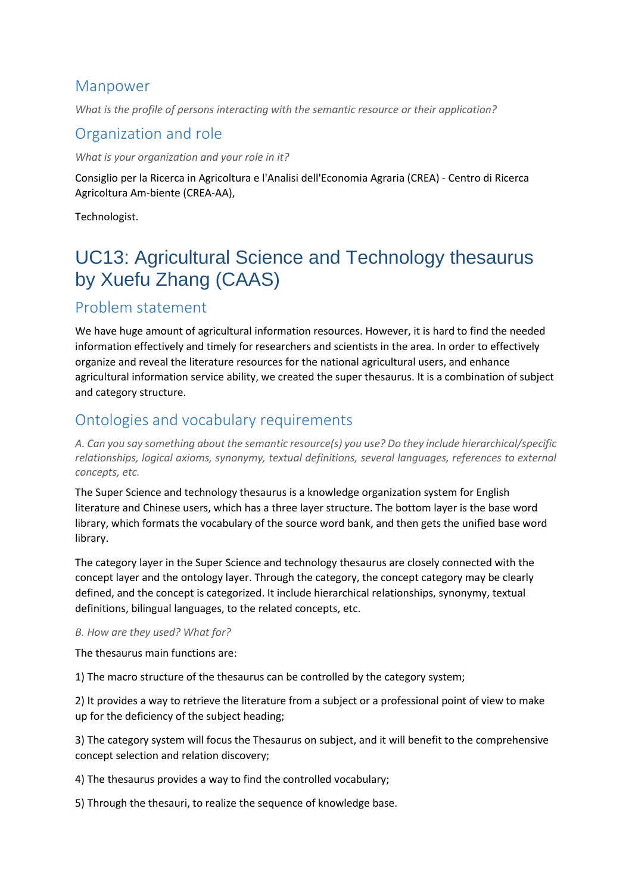## Manpower

*What is the profile of persons interacting with the semantic resource or their application?*

## Organization and role

*What is your organization and your role in it?*

Consiglio per la Ricerca in Agricoltura e l'Analisi dell'Economia Agraria (CREA) - Centro di Ricerca Agricoltura Am-biente (CREA-AA),

Technologist.

# UC13: Agricultural Science and Technology thesaurus by Xuefu Zhang (CAAS)

## Problem statement

We have huge amount of agricultural information resources. However, it is hard to find the needed information effectively and timely for researchers and scientists in the area. In order to effectively organize and reveal the literature resources for the national agricultural users, and enhance agricultural information service ability, we created the super thesaurus. It is a combination of subject and category structure.

## Ontologies and vocabulary requirements

*A. Can you say something about the semantic resource(s) you use? Do they include hierarchical/specific relationships, logical axioms, synonymy, textual definitions, several languages, references to external concepts, etc.*

The Super Science and technology thesaurus is a knowledge organization system for English literature and Chinese users, which has a three layer structure. The bottom layer is the base word library, which formats the vocabulary of the source word bank, and then gets the unified base word library.

The category layer in the Super Science and technology thesaurus are closely connected with the concept layer and the ontology layer. Through the category, the concept category may be clearly defined, and the concept is categorized. It include hierarchical relationships, synonymy, textual definitions, bilingual languages, to the related concepts, etc.

*B. How are they used? What for?*

The thesaurus main functions are:

1) The macro structure of the thesaurus can be controlled by the category system;

2) It provides a way to retrieve the literature from a subject or a professional point of view to make up for the deficiency of the subject heading;

3) The category system will focus the Thesaurus on subject, and it will benefit to the comprehensive concept selection and relation discovery;

4) The thesaurus provides a way to find the controlled vocabulary;

5) Through the thesauri, to realize the sequence of knowledge base.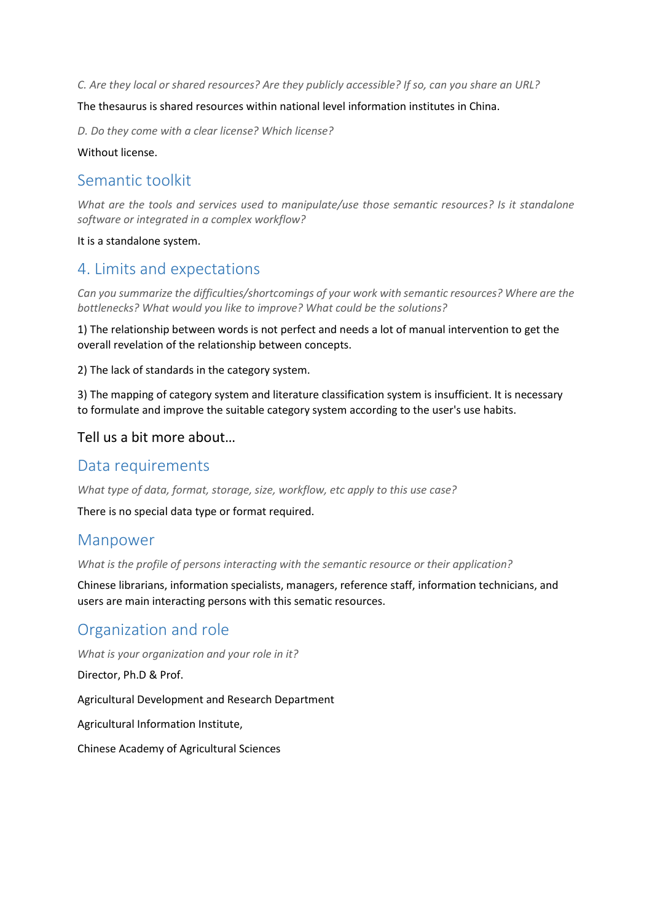*C. Are they local or shared resources? Are they publicly accessible? If so, can you share an URL?*

The thesaurus is shared resources within national level information institutes in China.

*D. Do they come with a clear license? Which license?*

Without license.

## Semantic toolkit

*What are the tools and services used to manipulate/use those semantic resources? Is it standalone software or integrated in a complex workflow?*

It is a standalone system.

## 4. Limits and expectations

*Can you summarize the difficulties/shortcomings of your work with semantic resources? Where are the bottlenecks? What would you like to improve? What could be the solutions?*

1) The relationship between words is not perfect and needs a lot of manual intervention to get the overall revelation of the relationship between concepts.

2) The lack of standards in the category system.

3) The mapping of category system and literature classification system is insufficient. It is necessary to formulate and improve the suitable category system according to the user's use habits.

### Tell us a bit more about…

## Data requirements

*What type of data, format, storage, size, workflow, etc apply to this use case?*

There is no special data type or format required.

## Manpower

*What is the profile of persons interacting with the semantic resource or their application?*

Chinese librarians, information specialists, managers, reference staff, information technicians, and users are main interacting persons with this sematic resources.

## Organization and role

*What is your organization and your role in it?*

Director, Ph.D & Prof.

Agricultural Development and Research Department

Agricultural Information Institute,

Chinese Academy of Agricultural Sciences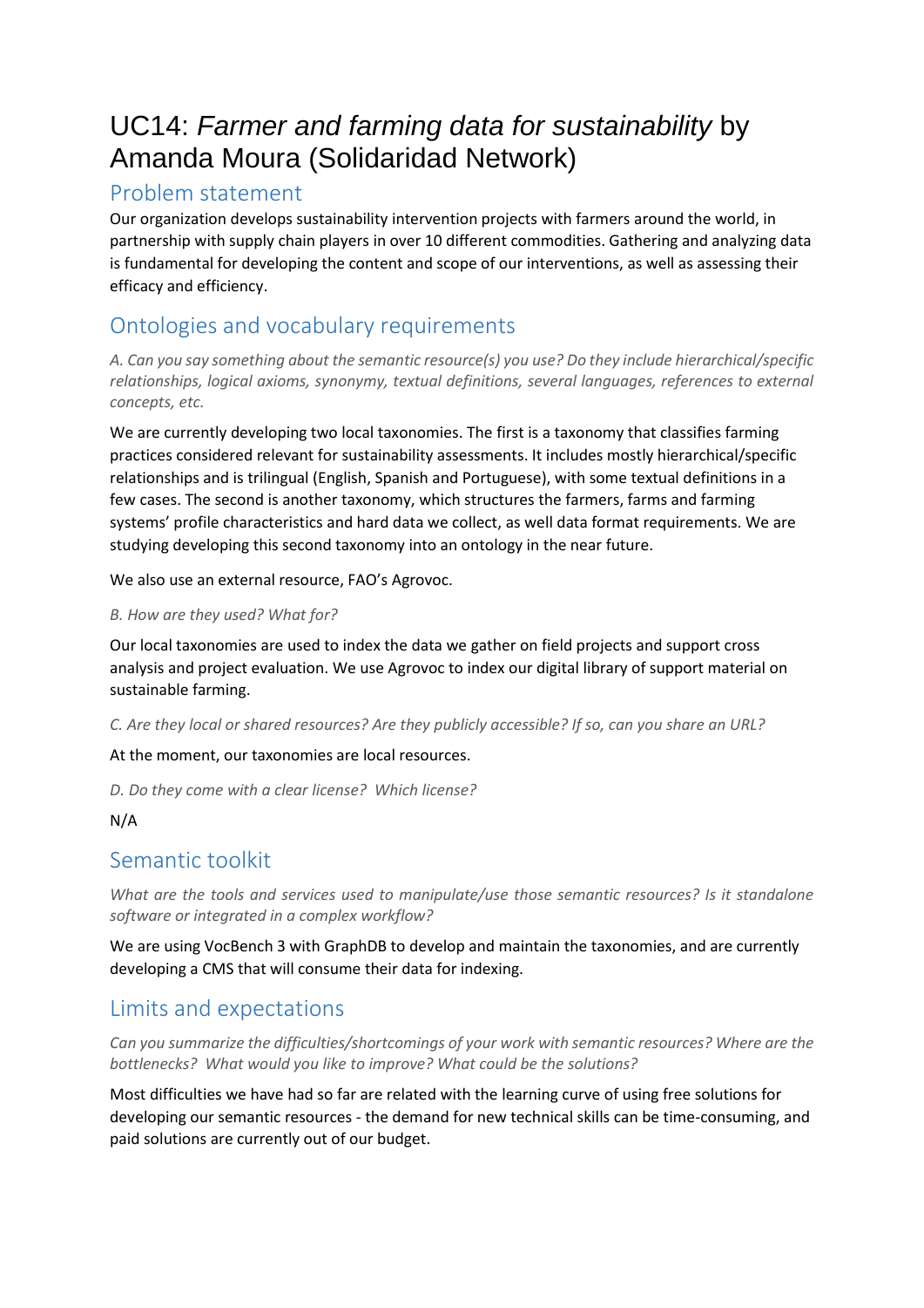# UC14: *Farmer and farming data for sustainability* by Amanda Moura (Solidaridad Network)

## Problem statement

Our organization develops sustainability intervention projects with farmers around the world, in partnership with supply chain players in over 10 different commodities. Gathering and analyzing data is fundamental for developing the content and scope of our interventions, as well as assessing their efficacy and efficiency.

## Ontologies and vocabulary requirements

*A. Can you say something about the semantic resource(s) you use? Do they include hierarchical/specific relationships, logical axioms, synonymy, textual definitions, several languages, references to external concepts, etc.*

We are currently developing two local taxonomies. The first is a taxonomy that classifies farming practices considered relevant for sustainability assessments. It includes mostly hierarchical/specific relationships and is trilingual (English, Spanish and Portuguese), with some textual definitions in a few cases. The second is another taxonomy, which structures the farmers, farms and farming systems' profile characteristics and hard data we collect, as well data format requirements. We are studying developing this second taxonomy into an ontology in the near future.

We also use an external resource, FAO's Agrovoc.

*B. How are they used? What for?*

Our local taxonomies are used to index the data we gather on field projects and support cross analysis and project evaluation. We use Agrovoc to index our digital library of support material on sustainable farming.

*C. Are they local or shared resources? Are they publicly accessible? If so, can you share an URL?*

At the moment, our taxonomies are local resources.

*D. Do they come with a clear license? Which license?*

N/A

## Semantic toolkit

*What are the tools and services used to manipulate/use those semantic resources? Is it standalone software or integrated in a complex workflow?*

We are using VocBench 3 with GraphDB to develop and maintain the taxonomies, and are currently developing a CMS that will consume their data for indexing.

## Limits and expectations

*Can you summarize the difficulties/shortcomings of your work with semantic resources? Where are the bottlenecks? What would you like to improve? What could be the solutions?*

Most difficulties we have had so far are related with the learning curve of using free solutions for developing our semantic resources - the demand for new technical skills can be time-consuming, and paid solutions are currently out of our budget.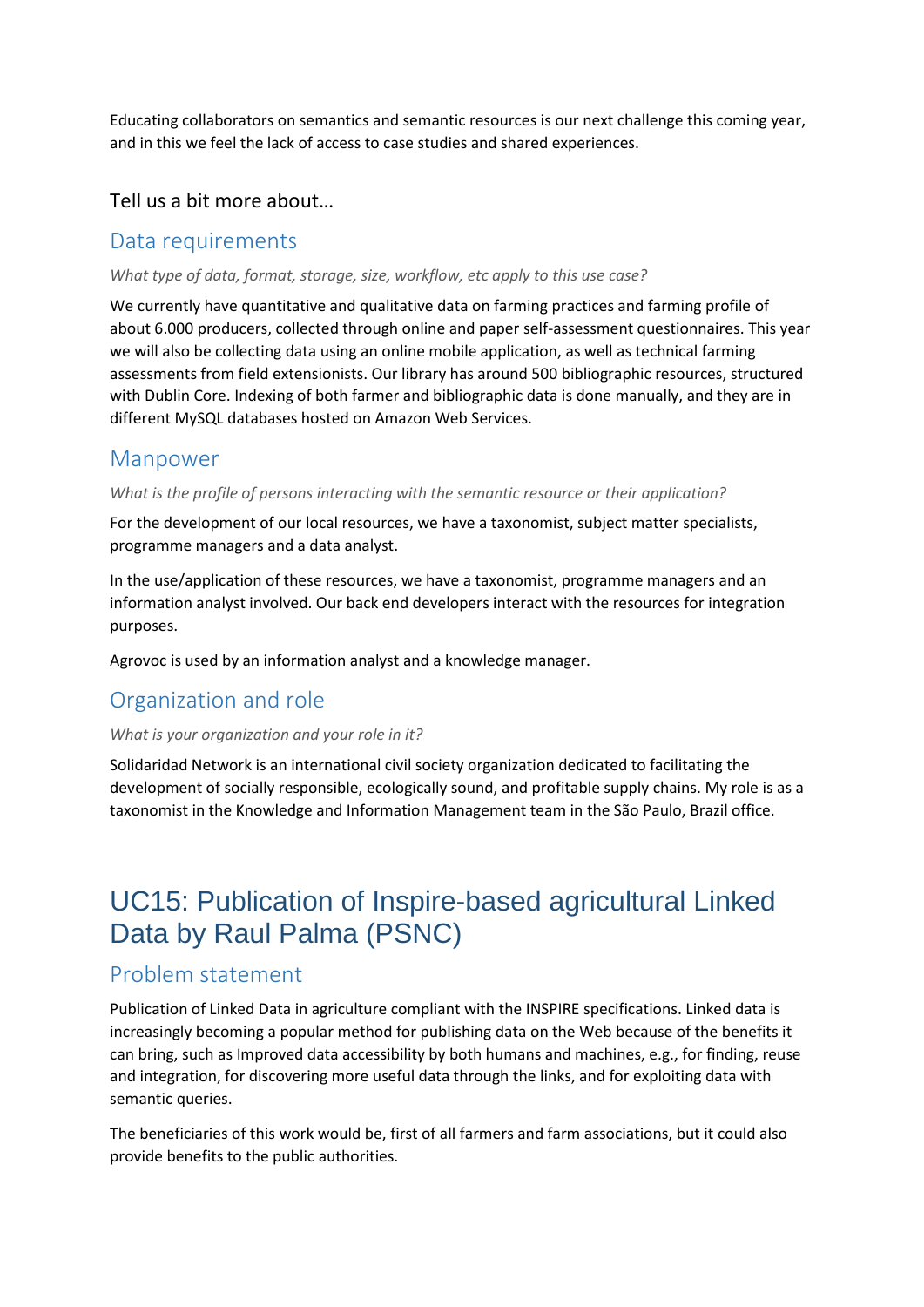Educating collaborators on semantics and semantic resources is our next challenge this coming year, and in this we feel the lack of access to case studies and shared experiences.

### Tell us a bit more about…

### Data requirements

*What type of data, format, storage, size, workflow, etc apply to this use case?*

We currently have quantitative and qualitative data on farming practices and farming profile of about 6.000 producers, collected through online and paper self-assessment questionnaires. This year we will also be collecting data using an online mobile application, as well as technical farming assessments from field extensionists. Our library has around 500 bibliographic resources, structured with Dublin Core. Indexing of both farmer and bibliographic data is done manually, and they are in different MySQL databases hosted on Amazon Web Services.

### Manpower

*What is the profile of persons interacting with the semantic resource or their application?*

For the development of our local resources, we have a taxonomist, subject matter specialists, programme managers and a data analyst.

In the use/application of these resources, we have a taxonomist, programme managers and an information analyst involved. Our back end developers interact with the resources for integration purposes.

Agrovoc is used by an information analyst and a knowledge manager.

### Organization and role

*What is your organization and your role in it?*

Solidaridad Network is an international civil society organization dedicated to facilitating the development of socially responsible, ecologically sound, and profitable supply chains. My role is as a taxonomist in the Knowledge and Information Management team in the São Paulo, Brazil office.

## UC15: Publication of Inspire-based agricultural Linked Data by Raul Palma (PSNC)

### Problem statement

Publication of Linked Data in agriculture compliant with the INSPIRE specifications. Linked data is increasingly becoming a popular method for publishing data on the Web because of the benefits it can bring, such as Improved data accessibility by both humans and machines, e.g., for finding, reuse and integration, for discovering more useful data through the links, and for exploiting data with semantic queries.

The beneficiaries of this work would be, first of all farmers and farm associations, but it could also provide benefits to the public authorities.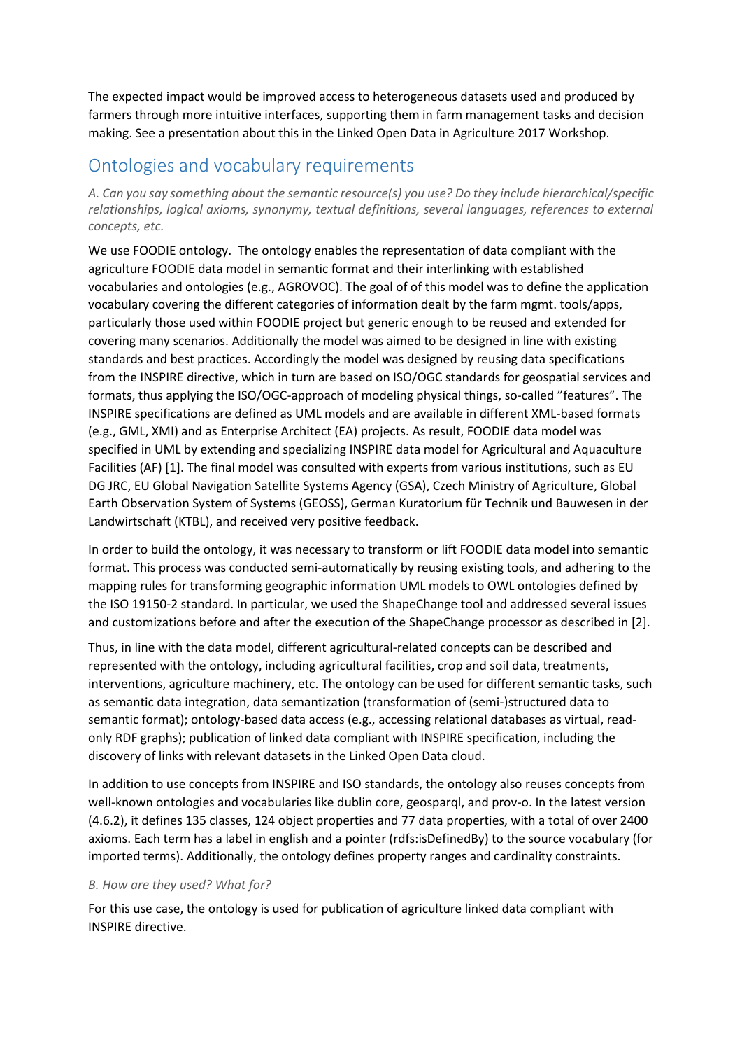The expected impact would be improved access to heterogeneous datasets used and produced by farmers through more intuitive interfaces, supporting them in farm management tasks and decision making. See a presentation about this in the Linked Open Data in Agriculture 2017 Workshop.

## Ontologies and vocabulary requirements

*A. Can you say something about the semantic resource(s) you use? Do they include hierarchical/specific relationships, logical axioms, synonymy, textual definitions, several languages, references to external concepts, etc.*

We use FOODIE ontology. The ontology enables the representation of data compliant with the agriculture FOODIE data model in semantic format and their interlinking with established vocabularies and ontologies (e.g., AGROVOC). The goal of of this model was to define the application vocabulary covering the different categories of information dealt by the farm mgmt. tools/apps, particularly those used within FOODIE project but generic enough to be reused and extended for covering many scenarios. Additionally the model was aimed to be designed in line with existing standards and best practices. Accordingly the model was designed by reusing data specifications from the INSPIRE directive, which in turn are based on ISO/OGC standards for geospatial services and formats, thus applying the ISO/OGC-approach of modeling physical things, so-called "features". The INSPIRE specifications are defined as UML models and are available in different XML-based formats (e.g., GML, XMI) and as Enterprise Architect (EA) projects. As result, FOODIE data model was specified in UML by extending and specializing INSPIRE data model for Agricultural and Aquaculture Facilities (AF) [1]. The final model was consulted with experts from various institutions, such as EU DG JRC, EU Global Navigation Satellite Systems Agency (GSA), Czech Ministry of Agriculture, Global Earth Observation System of Systems (GEOSS), German Kuratorium für Technik und Bauwesen in der Landwirtschaft (KTBL), and received very positive feedback.

In order to build the ontology, it was necessary to transform or lift FOODIE data model into semantic format. This process was conducted semi-automatically by reusing existing tools, and adhering to the mapping rules for transforming geographic information UML models to OWL ontologies defined by the ISO 19150-2 standard. In particular, we used the ShapeChange tool and addressed several issues and customizations before and after the execution of the ShapeChange processor as described in [2].

Thus, in line with the data model, different agricultural-related concepts can be described and represented with the ontology, including agricultural facilities, crop and soil data, treatments, interventions, agriculture machinery, etc. The ontology can be used for different semantic tasks, such as semantic data integration, data semantization (transformation of (semi-)structured data to semantic format); ontology-based data access (e.g., accessing relational databases as virtual, read-only RDF graphs); publication of linked data compliant with INSPIRE specification, including the discovery of links with relevant datasets in the Linked Open Data cloud.

In addition to use concepts from INSPIRE and ISO standards, the ontology also reuses concepts from well-known ontologies and vocabularies like dublin core, geosparql, and prov-o. In the latest version (4.6.2), it defines 135 classes, 124 object properties and 77 data properties, with a total of over 2400 axioms. Each term has a label in english and a pointer (rdfs:isDefinedBy) to the source vocabulary (for imported terms). Additionally, the ontology defines property ranges and cardinality constraints.

*B. How are they used? What for?*

For this use case, the ontology is used for publication of agriculture linked data compliant with INSPIRE directive.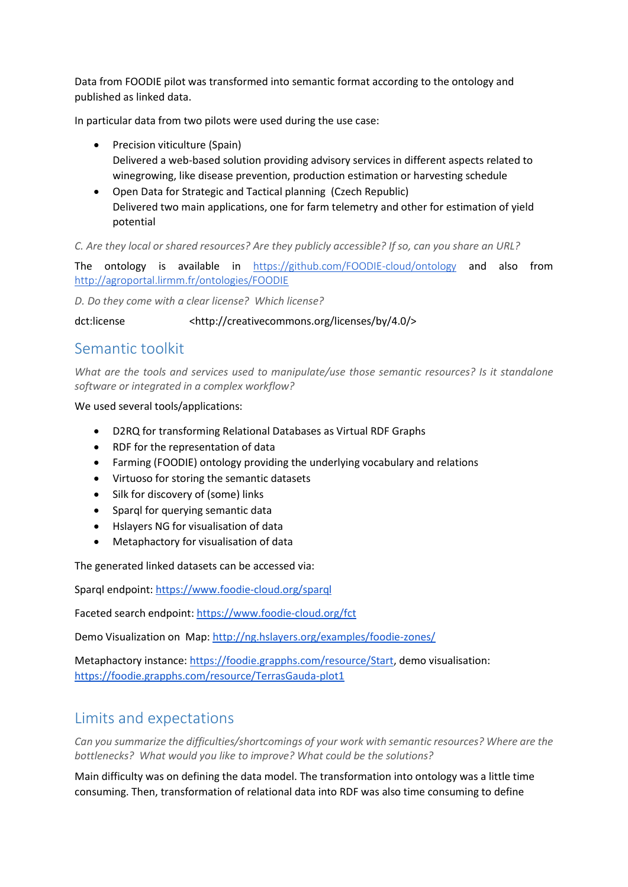Data from FOODIE pilot was transformed into semantic format according to the ontology and published as linked data.

In particular data from two pilots were used during the use case:

- Precision viticulture (Spain)
  Delivered a web-based solution providing advisory services in different aspects related to winegrowing, like disease prevention, production estimation or harvesting schedule
- Open Data for Strategic and Tactical planning (Czech Republic)
  Delivered two main applications, one for farm telemetry and other for estimation of yield potential

*C. Are they local or shared resources? Are they publicly accessible? If so, can you share an URL?*

The ontology is available in https://github.com/FOODIE-cloud/ontology and also from http://agroportal.lirmm.fr/ontologies/FOODIE

*D. Do they come with a clear license? Which license?*

dct:license <http://creativecommons.org/licenses/by/4.0/>

## Semantic toolkit

*What are the tools and services used to manipulate/use those semantic resources? Is it standalone software or integrated in a complex workflow?*

We used several tools/applications:

- D2RQ for transforming Relational Databases as Virtual RDF Graphs
- RDF for the representation of data
- Farming (FOODIE) ontology providing the underlying vocabulary and relations
- Virtuoso for storing the semantic datasets
- Silk for discovery of (some) links
- Sparql for querying semantic data
- Hslayers NG for visualisation of data
- Metaphactory for visualisation of data

The generated linked datasets can be accessed via:

Sparql endpoint: https://www.foodie-cloud.org/sparql

Faceted search endpoint: https://www.foodie-cloud.org/fct

Demo Visualization on Map: http://ng.hslayers.org/examples/foodie-zones/

Metaphactory instance: https://foodie.grapphs.com/resource/Start, demo visualisation: https://foodie.grapphs.com/resource/TerrasGauda-plot1

## Limits and expectations

*Can you summarize the difficulties/shortcomings of your work with semantic resources? Where are the bottlenecks? What would you like to improve? What could be the solutions?*

Main difficulty was on defining the data model. The transformation into ontology was a little time consuming. Then, transformation of relational data into RDF was also time consuming to define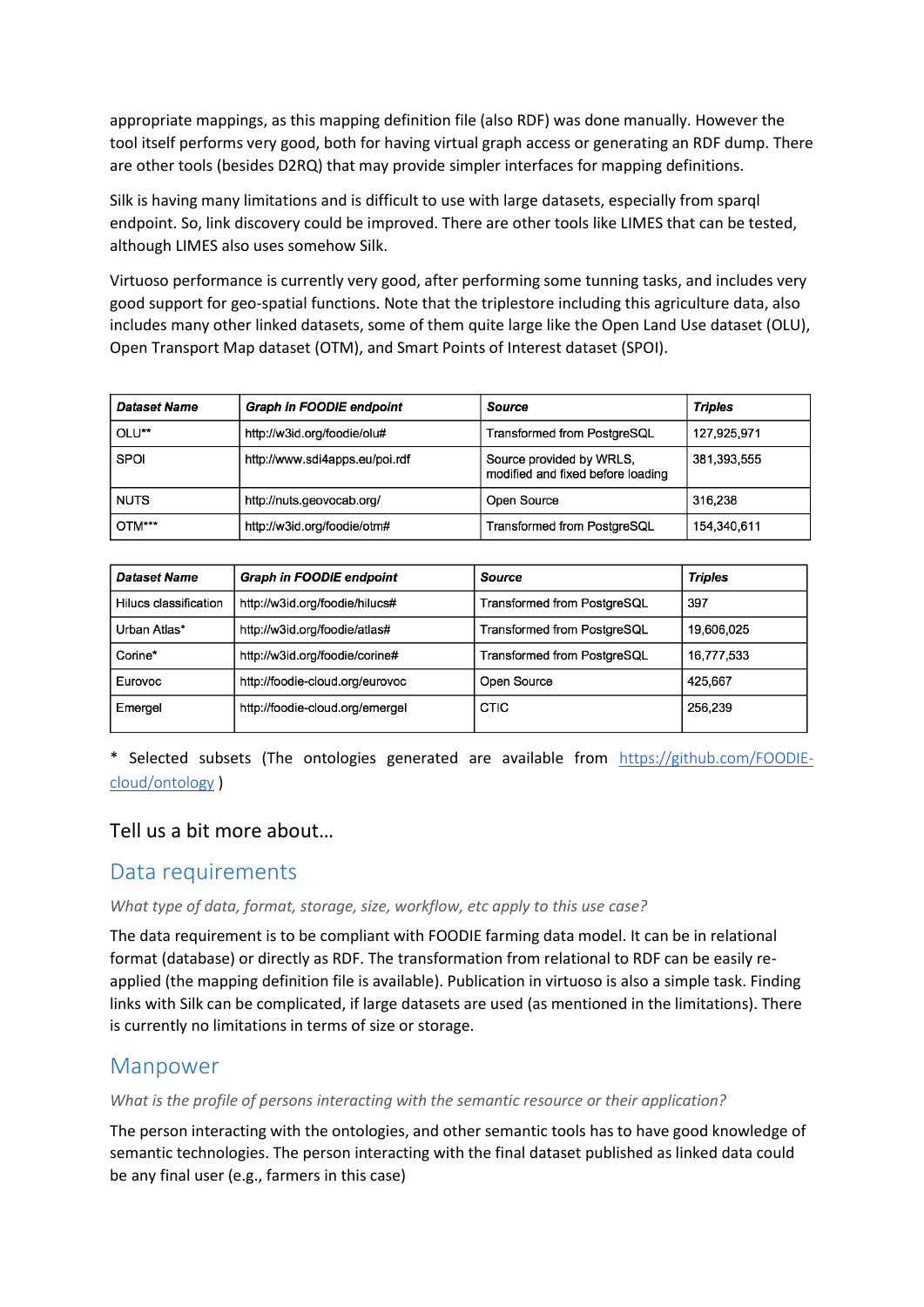appropriate mappings, as this mapping definition file (also RDF) was done manually. However the tool itself performs very good, both for having virtual graph access or generating an RDF dump. There are other tools (besides D2RQ) that may provide simpler interfaces for mapping definitions.

Silk is having many limitations and is difficult to use with large datasets, especially from sparql endpoint. So, link discovery could be improved. There are other tools like LIMES that can be tested, although LIMES also uses somehow Silk.

Virtuoso performance is currently very good, after performing some tunning tasks, and includes very good support for geo-spatial functions. Note that the triplestore including this agriculture data, also includes many other linked datasets, some of them quite large like the Open Land Use dataset (OLU), Open Transport Map dataset (OTM), and Smart Points of Interest dataset (SPOI).

| *Dataset Name* | *Graph in FOODIE endpoint* | *Source* | *Triples* |
|---|---|---|---|
| OLU** | http://w3id.org/foodie/olu# | Transformed from PostgreSQL | 127,925,971 |
| SPOI | http://www.sdi4apps.eu/poi.rdf | Source provided by WRLS, modified and fixed before loading | 381,393,555 |
| NUTS | http://nuts.geovocab.org/ | Open Source | 316,238 |
| OTM*** | http://w3id.org/foodie/otm# | Transformed from PostgreSQL | 154,340,611 |

| *Dataset Name* | *Graph in FOODIE endpoint* | *Source* | *Triples* |
|---|---|---|---|
| Hilucs classification | http://w3id.org/foodie/hilucs# | Transformed from PostgreSQL | 397 |
| Urban Atlas* | http://w3id.org/foodie/atlas# | Transformed from PostgreSQL | 19,606,025 |
| Corine* | http://w3id.org/foodie/corine# | Transformed from PostgreSQL | 16,777,533 |
| Eurovoc | http://foodie-cloud.org/eurovoc | Open Source | 425,667 |
| Emergel | http://foodie-cloud.org/emergel | CTIC | 256,239 |

* Selected subsets (The ontologies generated are available from [https://github.com/FOODIE-cloud/ontology](https://github.com/FOODIE-cloud/ontology) )

Tell us a bit more about…

## Data requirements

*What type of data, format, storage, size, workflow, etc apply to this use case?*

The data requirement is to be compliant with FOODIE farming data model. It can be in relational format (database) or directly as RDF. The transformation from relational to RDF can be easily re-applied (the mapping definition file is available). Publication in virtuoso is also a simple task. Finding links with Silk can be complicated, if large datasets are used (as mentioned in the limitations). There is currently no limitations in terms of size or storage.

## Manpower

*What is the profile of persons interacting with the semantic resource or their application?*

The person interacting with the ontologies, and other semantic tools has to have good knowledge of semantic technologies. The person interacting with the final dataset published as linked data could be any final user (e.g., farmers in this case)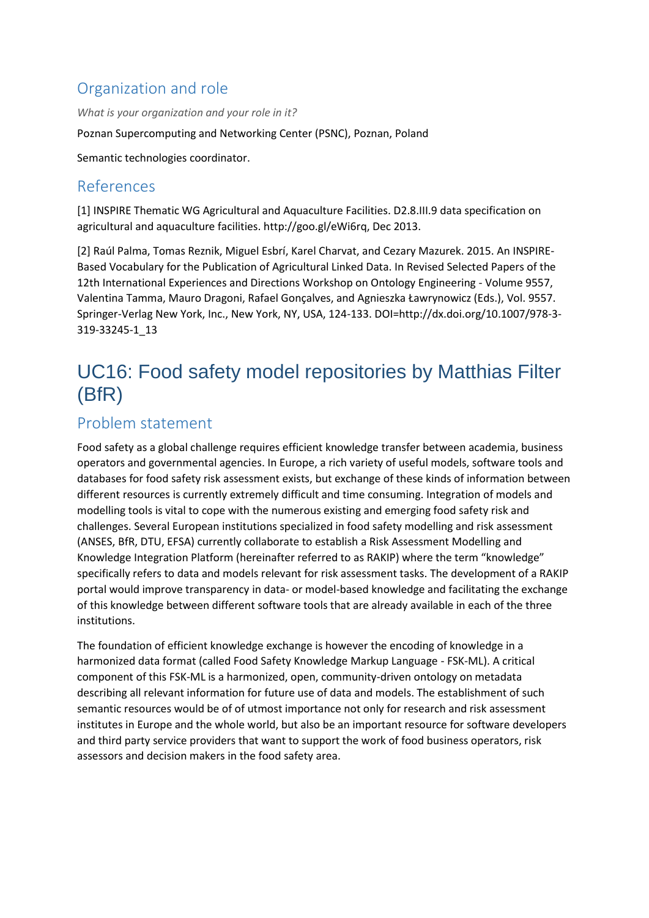## Organization and role

*What is your organization and your role in it?*

Poznan Supercomputing and Networking Center (PSNC), Poznan, Poland

Semantic technologies coordinator.

## References

[1] INSPIRE Thematic WG Agricultural and Aquaculture Facilities. D2.8.III.9 data specification on agricultural and aquaculture facilities. http://goo.gl/eWi6rq, Dec 2013.

[2] Raúl Palma, Tomas Reznik, Miguel Esbrí, Karel Charvat, and Cezary Mazurek. 2015. An INSPIRE-Based Vocabulary for the Publication of Agricultural Linked Data. In Revised Selected Papers of the 12th International Experiences and Directions Workshop on Ontology Engineering - Volume 9557, Valentina Tamma, Mauro Dragoni, Rafael Gonçalves, and Agnieszka Ławrynowicz (Eds.), Vol. 9557. Springer-Verlag New York, Inc., New York, NY, USA, 124-133. DOI=http://dx.doi.org/10.1007/978-3-319-33245-1_13

# UC16: Food safety model repositories by Matthias Filter (BfR)

## Problem statement

Food safety as a global challenge requires efficient knowledge transfer between academia, business operators and governmental agencies. In Europe, a rich variety of useful models, software tools and databases for food safety risk assessment exists, but exchange of these kinds of information between different resources is currently extremely difficult and time consuming. Integration of models and modelling tools is vital to cope with the numerous existing and emerging food safety risk and challenges. Several European institutions specialized in food safety modelling and risk assessment (ANSES, BfR, DTU, EFSA) currently collaborate to establish a Risk Assessment Modelling and Knowledge Integration Platform (hereinafter referred to as RAKIP) where the term "knowledge" specifically refers to data and models relevant for risk assessment tasks. The development of a RAKIP portal would improve transparency in data- or model-based knowledge and facilitating the exchange of this knowledge between different software tools that are already available in each of the three institutions.

The foundation of efficient knowledge exchange is however the encoding of knowledge in a harmonized data format (called Food Safety Knowledge Markup Language - FSK-ML). A critical component of this FSK-ML is a harmonized, open, community-driven ontology on metadata describing all relevant information for future use of data and models. The establishment of such semantic resources would be of of utmost importance not only for research and risk assessment institutes in Europe and the whole world, but also be an important resource for software developers and third party service providers that want to support the work of food business operators, risk assessors and decision makers in the food safety area.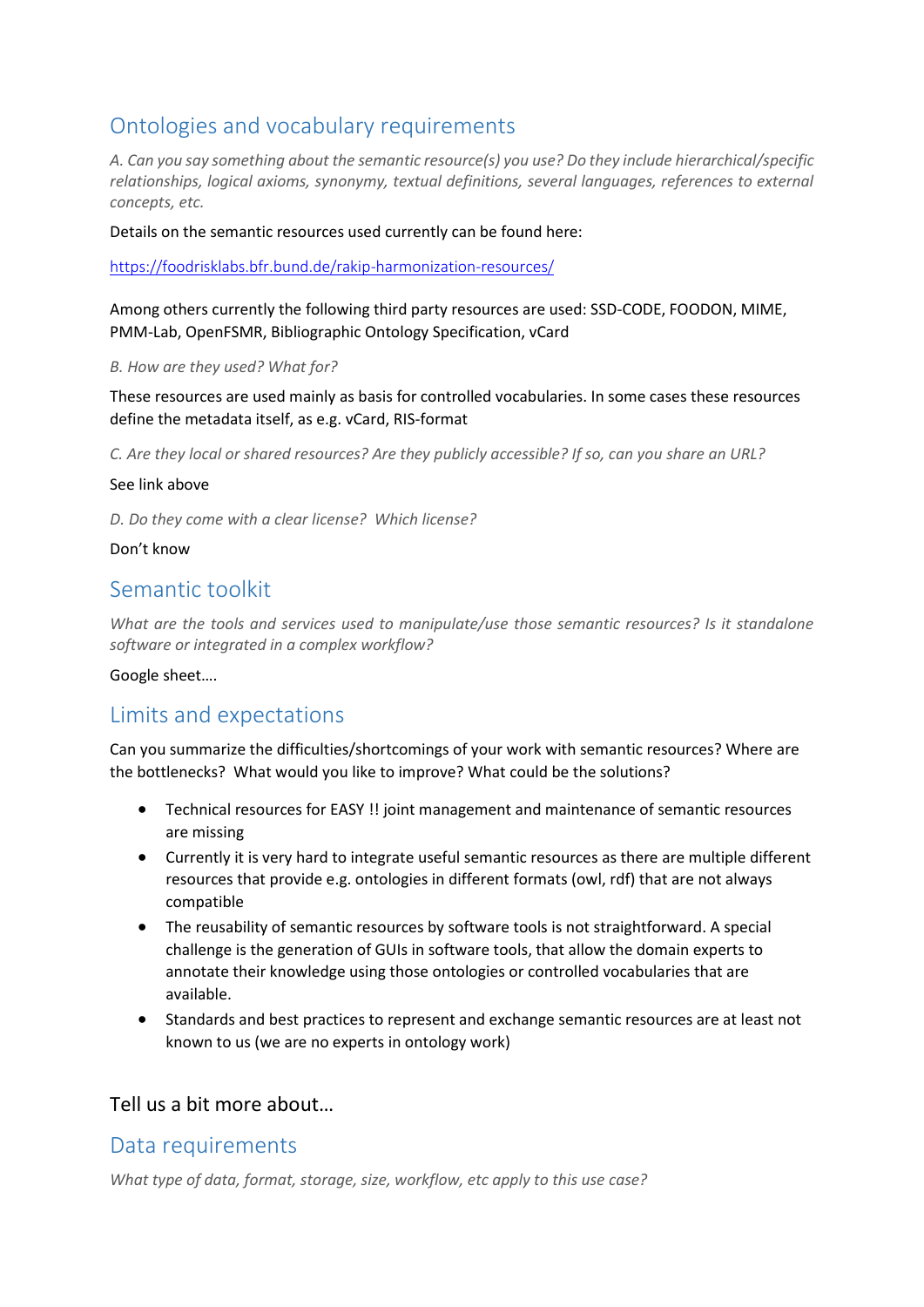## Ontologies and vocabulary requirements

*A. Can you say something about the semantic resource(s) you use? Do they include hierarchical/specific relationships, logical axioms, synonymy, textual definitions, several languages, references to external concepts, etc.*

Details on the semantic resources used currently can be found here:

https://foodrisklabs.bfr.bund.de/rakip-harmonization-resources/

Among others currently the following third party resources are used: SSD-CODE, FOODON, MIME, PMM-Lab, OpenFSMR, Bibliographic Ontology Specification, vCard

*B. How are they used? What for?*

These resources are used mainly as basis for controlled vocabularies. In some cases these resources define the metadata itself, as e.g. vCard, RIS-format

*C. Are they local or shared resources? Are they publicly accessible? If so, can you share an URL?*

See link above

*D. Do they come with a clear license? Which license?*

Don't know

## Semantic toolkit

*What are the tools and services used to manipulate/use those semantic resources? Is it standalone software or integrated in a complex workflow?*

Google sheet….

## Limits and expectations

Can you summarize the difficulties/shortcomings of your work with semantic resources? Where are the bottlenecks? What would you like to improve? What could be the solutions?

- Technical resources for EASY !! joint management and maintenance of semantic resources are missing
- Currently it is very hard to integrate useful semantic resources as there are multiple different resources that provide e.g. ontologies in different formats (owl, rdf) that are not always compatible
- The reusability of semantic resources by software tools is not straightforward. A special challenge is the generation of GUIs in software tools, that allow the domain experts to annotate their knowledge using those ontologies or controlled vocabularies that are available.
- Standards and best practices to represent and exchange semantic resources are at least not known to us (we are no experts in ontology work)

### Tell us a bit more about…

## Data requirements

*What type of data, format, storage, size, workflow, etc apply to this use case?*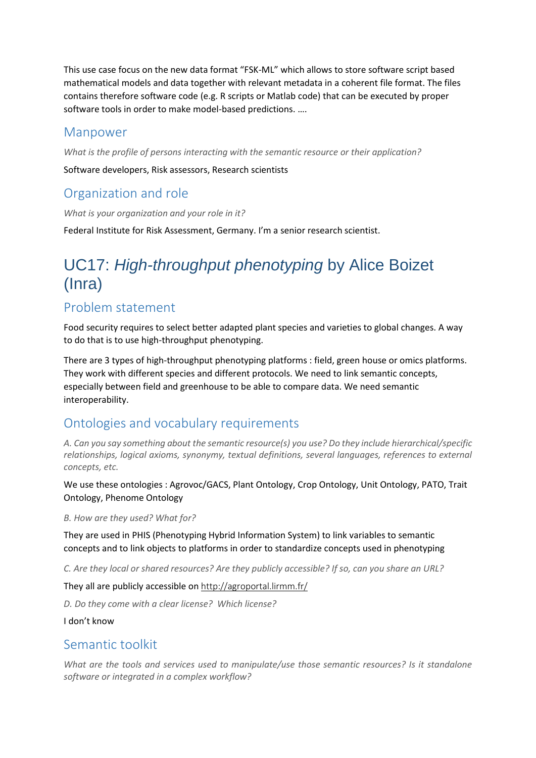This use case focus on the new data format "FSK-ML" which allows to store software script based mathematical models and data together with relevant metadata in a coherent file format. The files contains therefore software code (e.g. R scripts or Matlab code) that can be executed by proper software tools in order to make model-based predictions. ….

## Manpower

*What is the profile of persons interacting with the semantic resource or their application?*

Software developers, Risk assessors, Research scientists

## Organization and role

*What is your organization and your role in it?*

Federal Institute for Risk Assessment, Germany. I'm a senior research scientist.

# UC17: *High-throughput phenotyping* by Alice Boizet (Inra)

## Problem statement

Food security requires to select better adapted plant species and varieties to global changes. A way to do that is to use high-throughput phenotyping.

There are 3 types of high-throughput phenotyping platforms : field, green house or omics platforms. They work with different species and different protocols. We need to link semantic concepts, especially between field and greenhouse to be able to compare data. We need semantic interoperability.

## Ontologies and vocabulary requirements

*A. Can you say something about the semantic resource(s) you use? Do they include hierarchical/specific relationships, logical axioms, synonymy, textual definitions, several languages, references to external concepts, etc.*

We use these ontologies : Agrovoc/GACS, Plant Ontology, Crop Ontology, Unit Ontology, PATO, Trait Ontology, Phenome Ontology

*B. How are they used? What for?*

They are used in PHIS (Phenotyping Hybrid Information System) to link variables to semantic concepts and to link objects to platforms in order to standardize concepts used in phenotyping

*C. Are they local or shared resources? Are they publicly accessible? If so, can you share an URL?*

They all are publicly accessible on http://agroportal.lirmm.fr/

*D. Do they come with a clear license? Which license?*

I don't know

## Semantic toolkit

*What are the tools and services used to manipulate/use those semantic resources? Is it standalone software or integrated in a complex workflow?*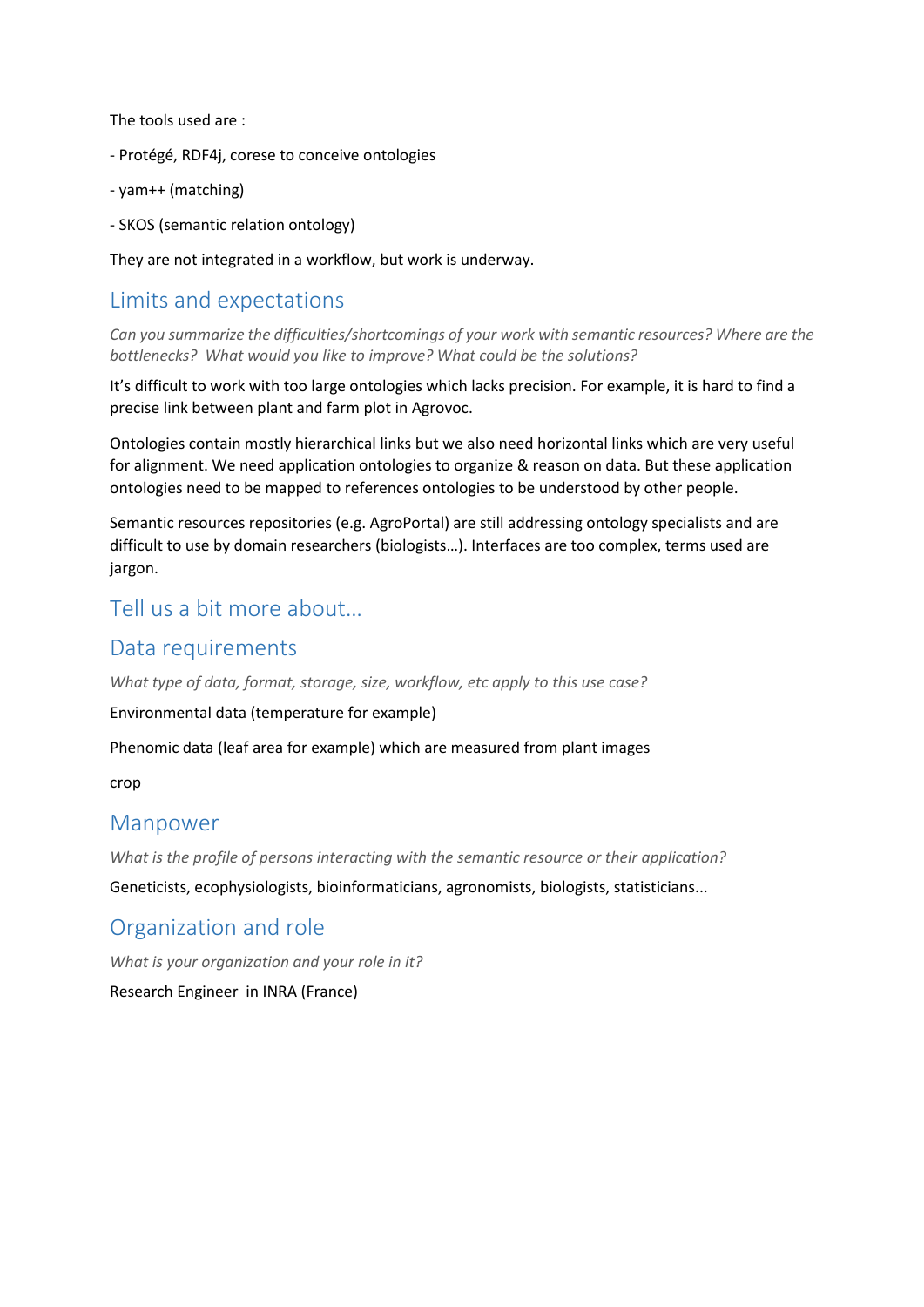The tools used are :

- Protégé, RDF4j, corese to conceive ontologies

- yam++ (matching)

- SKOS (semantic relation ontology)

They are not integrated in a workflow, but work is underway.

## Limits and expectations

*Can you summarize the difficulties/shortcomings of your work with semantic resources? Where are the bottlenecks? What would you like to improve? What could be the solutions?*

It's difficult to work with too large ontologies which lacks precision. For example, it is hard to find a precise link between plant and farm plot in Agrovoc.

Ontologies contain mostly hierarchical links but we also need horizontal links which are very useful for alignment. We need application ontologies to organize & reason on data. But these application ontologies need to be mapped to references ontologies to be understood by other people.

Semantic resources repositories (e.g. AgroPortal) are still addressing ontology specialists and are difficult to use by domain researchers (biologists…). Interfaces are too complex, terms used are jargon.

## Tell us a bit more about…

## Data requirements

*What type of data, format, storage, size, workflow, etc apply to this use case?*

Environmental data (temperature for example)

Phenomic data (leaf area for example) which are measured from plant images

crop

## Manpower

*What is the profile of persons interacting with the semantic resource or their application?*

Geneticists, ecophysiologists, bioinformaticians, agronomists, biologists, statisticians...

## Organization and role

*What is your organization and your role in it?*

Research Engineer in INRA (France)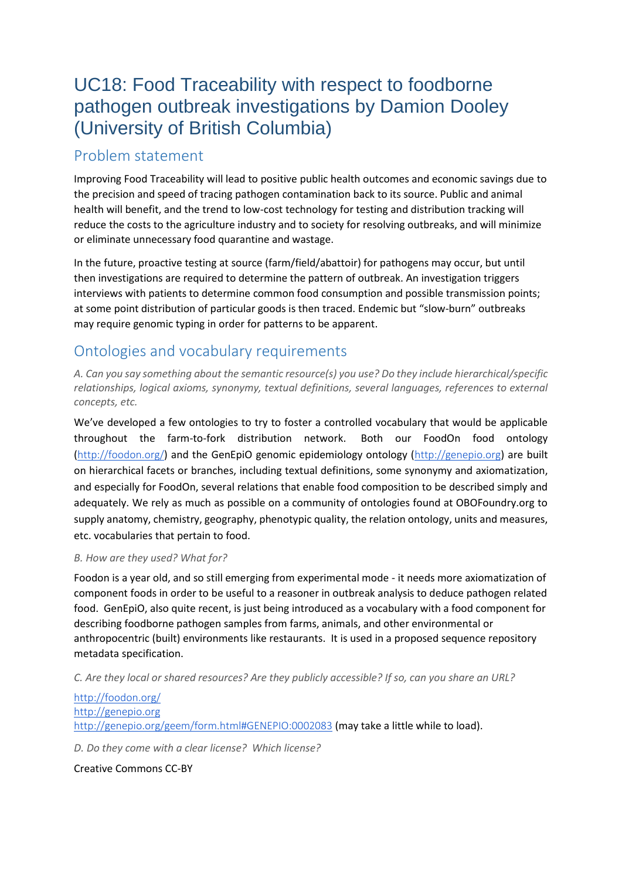# UC18: Food Traceability with respect to foodborne pathogen outbreak investigations by Damion Dooley (University of British Columbia)

## Problem statement

Improving Food Traceability will lead to positive public health outcomes and economic savings due to the precision and speed of tracing pathogen contamination back to its source. Public and animal health will benefit, and the trend to low-cost technology for testing and distribution tracking will reduce the costs to the agriculture industry and to society for resolving outbreaks, and will minimize or eliminate unnecessary food quarantine and wastage.

In the future, proactive testing at source (farm/field/abattoir) for pathogens may occur, but until then investigations are required to determine the pattern of outbreak. An investigation triggers interviews with patients to determine common food consumption and possible transmission points; at some point distribution of particular goods is then traced. Endemic but "slow-burn" outbreaks may require genomic typing in order for patterns to be apparent.

## Ontologies and vocabulary requirements

*A. Can you say something about the semantic resource(s) you use? Do they include hierarchical/specific relationships, logical axioms, synonymy, textual definitions, several languages, references to external concepts, etc.*

We've developed a few ontologies to try to foster a controlled vocabulary that would be applicable throughout the farm-to-fork distribution network. Both our FoodOn food ontology (http://foodon.org/) and the GenEpiO genomic epidemiology ontology (http://genepio.org) are built on hierarchical facets or branches, including textual definitions, some synonymy and axiomatization, and especially for FoodOn, several relations that enable food composition to be described simply and adequately. We rely as much as possible on a community of ontologies found at OBOFoundry.org to supply anatomy, chemistry, geography, phenotypic quality, the relation ontology, units and measures, etc. vocabularies that pertain to food.

*B. How are they used? What for?*

Foodon is a year old, and so still emerging from experimental mode - it needs more axiomatization of component foods in order to be useful to a reasoner in outbreak analysis to deduce pathogen related food. GenEpiO, also quite recent, is just being introduced as a vocabulary with a food component for describing foodborne pathogen samples from farms, animals, and other environmental or anthropocentric (built) environments like restaurants. It is used in a proposed sequence repository metadata specification.

*C. Are they local or shared resources? Are they publicly accessible? If so, can you share an URL?*

http://foodon.org/
http://genepio.org
http://genepio.org/geem/form.html#GENEPIO:0002083 (may take a little while to load).

*D. Do they come with a clear license? Which license?*

Creative Commons CC-BY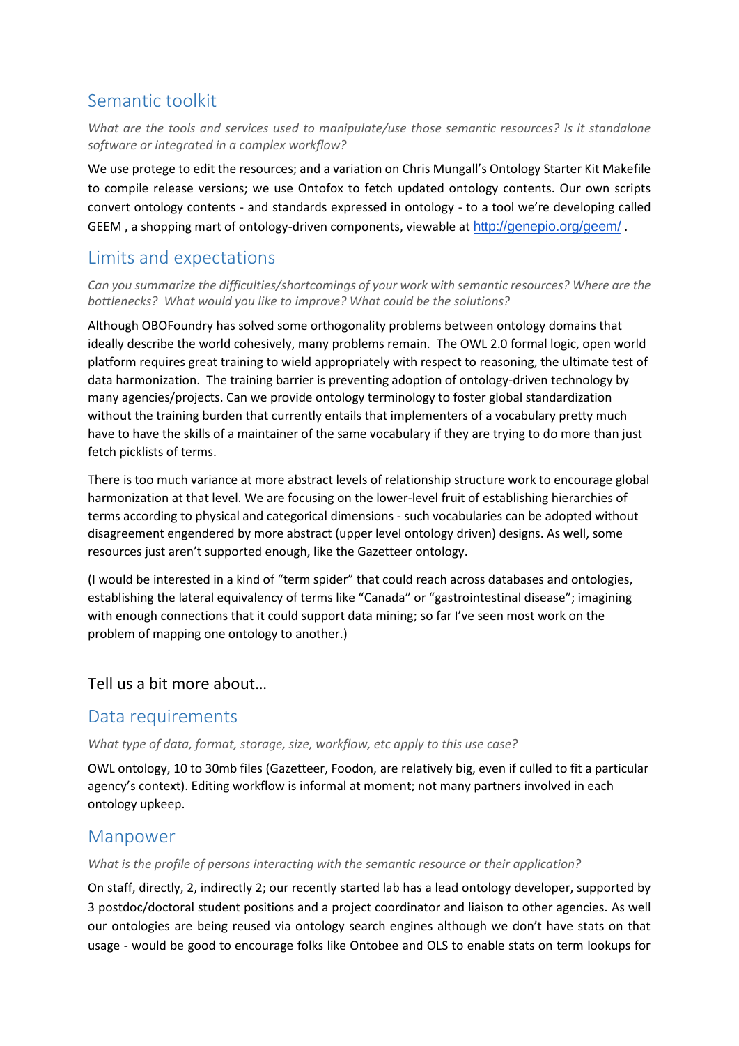## Semantic toolkit

*What are the tools and services used to manipulate/use those semantic resources? Is it standalone software or integrated in a complex workflow?*

We use protege to edit the resources; and a variation on Chris Mungall's Ontology Starter Kit Makefile to compile release versions; we use Ontofox to fetch updated ontology contents. Our own scripts convert ontology contents - and standards expressed in ontology - to a tool we're developing called GEEM , a shopping mart of ontology-driven components, viewable at http://genepio.org/geem/ .

## Limits and expectations

*Can you summarize the difficulties/shortcomings of your work with semantic resources? Where are the bottlenecks? What would you like to improve? What could be the solutions?*

Although OBOFoundry has solved some orthogonality problems between ontology domains that ideally describe the world cohesively, many problems remain. The OWL 2.0 formal logic, open world platform requires great training to wield appropriately with respect to reasoning, the ultimate test of data harmonization. The training barrier is preventing adoption of ontology-driven technology by many agencies/projects. Can we provide ontology terminology to foster global standardization without the training burden that currently entails that implementers of a vocabulary pretty much have to have the skills of a maintainer of the same vocabulary if they are trying to do more than just fetch picklists of terms.

There is too much variance at more abstract levels of relationship structure work to encourage global harmonization at that level. We are focusing on the lower-level fruit of establishing hierarchies of terms according to physical and categorical dimensions - such vocabularies can be adopted without disagreement engendered by more abstract (upper level ontology driven) designs. As well, some resources just aren't supported enough, like the Gazetteer ontology.

(I would be interested in a kind of "term spider" that could reach across databases and ontologies, establishing the lateral equivalency of terms like "Canada" or "gastrointestinal disease"; imagining with enough connections that it could support data mining; so far I've seen most work on the problem of mapping one ontology to another.)

### Tell us a bit more about…

## Data requirements

*What type of data, format, storage, size, workflow, etc apply to this use case?*

OWL ontology, 10 to 30mb files (Gazetteer, Foodon, are relatively big, even if culled to fit a particular agency's context). Editing workflow is informal at moment; not many partners involved in each ontology upkeep.

## Manpower

*What is the profile of persons interacting with the semantic resource or their application?*

On staff, directly, 2, indirectly 2; our recently started lab has a lead ontology developer, supported by 3 postdoc/doctoral student positions and a project coordinator and liaison to other agencies. As well our ontologies are being reused via ontology search engines although we don't have stats on that usage - would be good to encourage folks like Ontobee and OLS to enable stats on term lookups for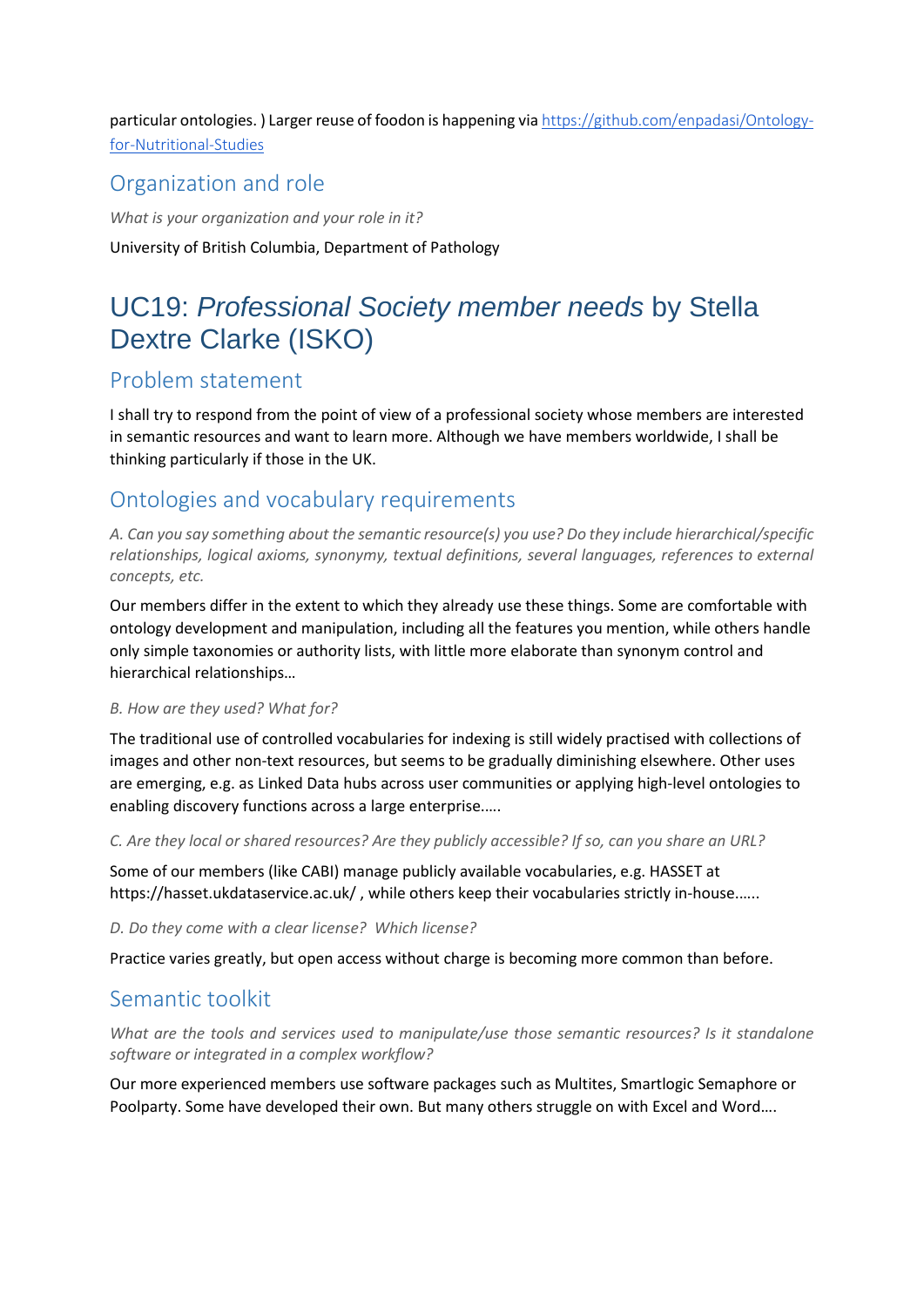particular ontologies. ) Larger reuse of foodon is happening via [https://github.com/enpadasi/Ontology-for-Nutritional-Studies](https://github.com/enpadasi/Ontology-for-Nutritional-Studies)

## Organization and role

*What is your organization and your role in it?*

University of British Columbia, Department of Pathology

# UC19: *Professional Society member needs* by Stella Dextre Clarke (ISKO)

## Problem statement

I shall try to respond from the point of view of a professional society whose members are interested in semantic resources and want to learn more. Although we have members worldwide, I shall be thinking particularly if those in the UK.

## Ontologies and vocabulary requirements

*A. Can you say something about the semantic resource(s) you use? Do they include hierarchical/specific relationships, logical axioms, synonymy, textual definitions, several languages, references to external concepts, etc.*

Our members differ in the extent to which they already use these things. Some are comfortable with ontology development and manipulation, including all the features you mention, while others handle only simple taxonomies or authority lists, with little more elaborate than synonym control and hierarchical relationships…

*B. How are they used? What for?*

The traditional use of controlled vocabularies for indexing is still widely practised with collections of images and other non-text resources, but seems to be gradually diminishing elsewhere. Other uses are emerging, e.g. as Linked Data hubs across user communities or applying high-level ontologies to enabling discovery functions across a large enterprise.….

*C. Are they local or shared resources? Are they publicly accessible? If so, can you share an URL?*

Some of our members (like CABI) manage publicly available vocabularies, e.g. HASSET at https://hasset.ukdataservice.ac.uk/ , while others keep their vocabularies strictly in-house.…..

*D. Do they come with a clear license? Which license?*

Practice varies greatly, but open access without charge is becoming more common than before.

## Semantic toolkit

*What are the tools and services used to manipulate/use those semantic resources? Is it standalone software or integrated in a complex workflow?*

Our more experienced members use software packages such as Multites, Smartlogic Semaphore or Poolparty. Some have developed their own. But many others struggle on with Excel and Word….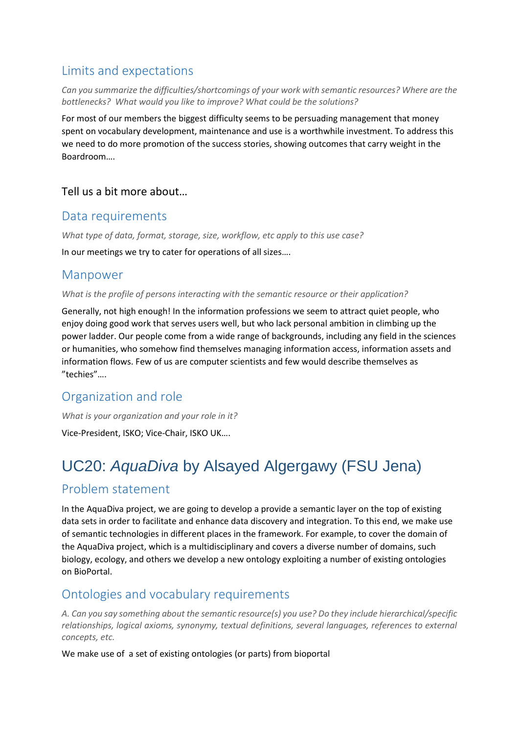## Limits and expectations

*Can you summarize the difficulties/shortcomings of your work with semantic resources? Where are the bottlenecks? What would you like to improve? What could be the solutions?*

For most of our members the biggest difficulty seems to be persuading management that money spent on vocabulary development, maintenance and use is a worthwhile investment. To address this we need to do more promotion of the success stories, showing outcomes that carry weight in the Boardroom….

Tell us a bit more about…

## Data requirements

*What type of data, format, storage, size, workflow, etc apply to this use case?*

In our meetings we try to cater for operations of all sizes….

## Manpower

*What is the profile of persons interacting with the semantic resource or their application?*

Generally, not high enough! In the information professions we seem to attract quiet people, who enjoy doing good work that serves users well, but who lack personal ambition in climbing up the power ladder. Our people come from a wide range of backgrounds, including any field in the sciences or humanities, who somehow find themselves managing information access, information assets and information flows. Few of us are computer scientists and few would describe themselves as "techies"….

## Organization and role

*What is your organization and your role in it?*

Vice-President, ISKO; Vice-Chair, ISKO UK….

# UC20: *AquaDiva* by Alsayed Algergawy (FSU Jena)

## Problem statement

In the AquaDiva project, we are going to develop a provide a semantic layer on the top of existing data sets in order to facilitate and enhance data discovery and integration. To this end, we make use of semantic technologies in different places in the framework. For example, to cover the domain of the AquaDiva project, which is a multidisciplinary and covers a diverse number of domains, such biology, ecology, and others we develop a new ontology exploiting a number of existing ontologies on BioPortal.

## Ontologies and vocabulary requirements

*A. Can you say something about the semantic resource(s) you use? Do they include hierarchical/specific relationships, logical axioms, synonymy, textual definitions, several languages, references to external concepts, etc.*

We make use of a set of existing ontologies (or parts) from bioportal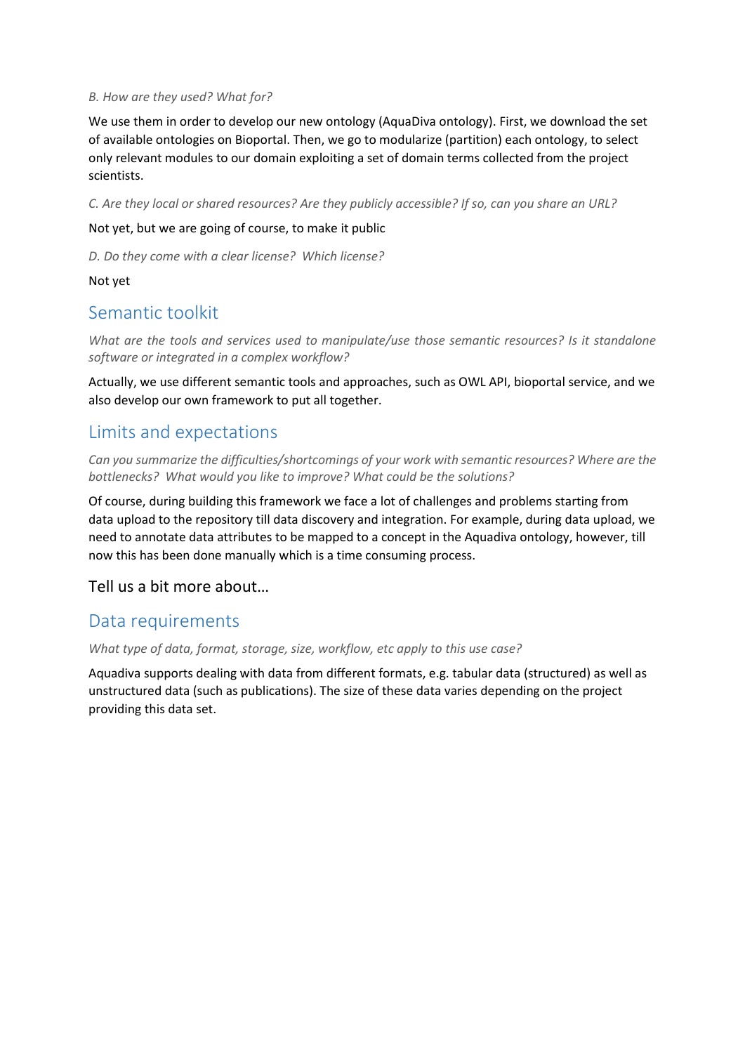*B. How are they used? What for?*

We use them in order to develop our new ontology (AquaDiva ontology). First, we download the set of available ontologies on Bioportal. Then, we go to modularize (partition) each ontology, to select only relevant modules to our domain exploiting a set of domain terms collected from the project scientists.

*C. Are they local or shared resources? Are they publicly accessible? If so, can you share an URL?*

Not yet, but we are going of course, to make it public

*D. Do they come with a clear license? Which license?*

Not yet

## Semantic toolkit

*What are the tools and services used to manipulate/use those semantic resources? Is it standalone software or integrated in a complex workflow?*

Actually, we use different semantic tools and approaches, such as OWL API, bioportal service, and we also develop our own framework to put all together.

## Limits and expectations

*Can you summarize the difficulties/shortcomings of your work with semantic resources? Where are the bottlenecks? What would you like to improve? What could be the solutions?*

Of course, during building this framework we face a lot of challenges and problems starting from data upload to the repository till data discovery and integration. For example, during data upload, we need to annotate data attributes to be mapped to a concept in the Aquadiva ontology, however, till now this has been done manually which is a time consuming process.

# Tell us a bit more about…

## Data requirements

*What type of data, format, storage, size, workflow, etc apply to this use case?*

Aquadiva supports dealing with data from different formats, e.g. tabular data (structured) as well as unstructured data (such as publications). The size of these data varies depending on the project providing this data set.